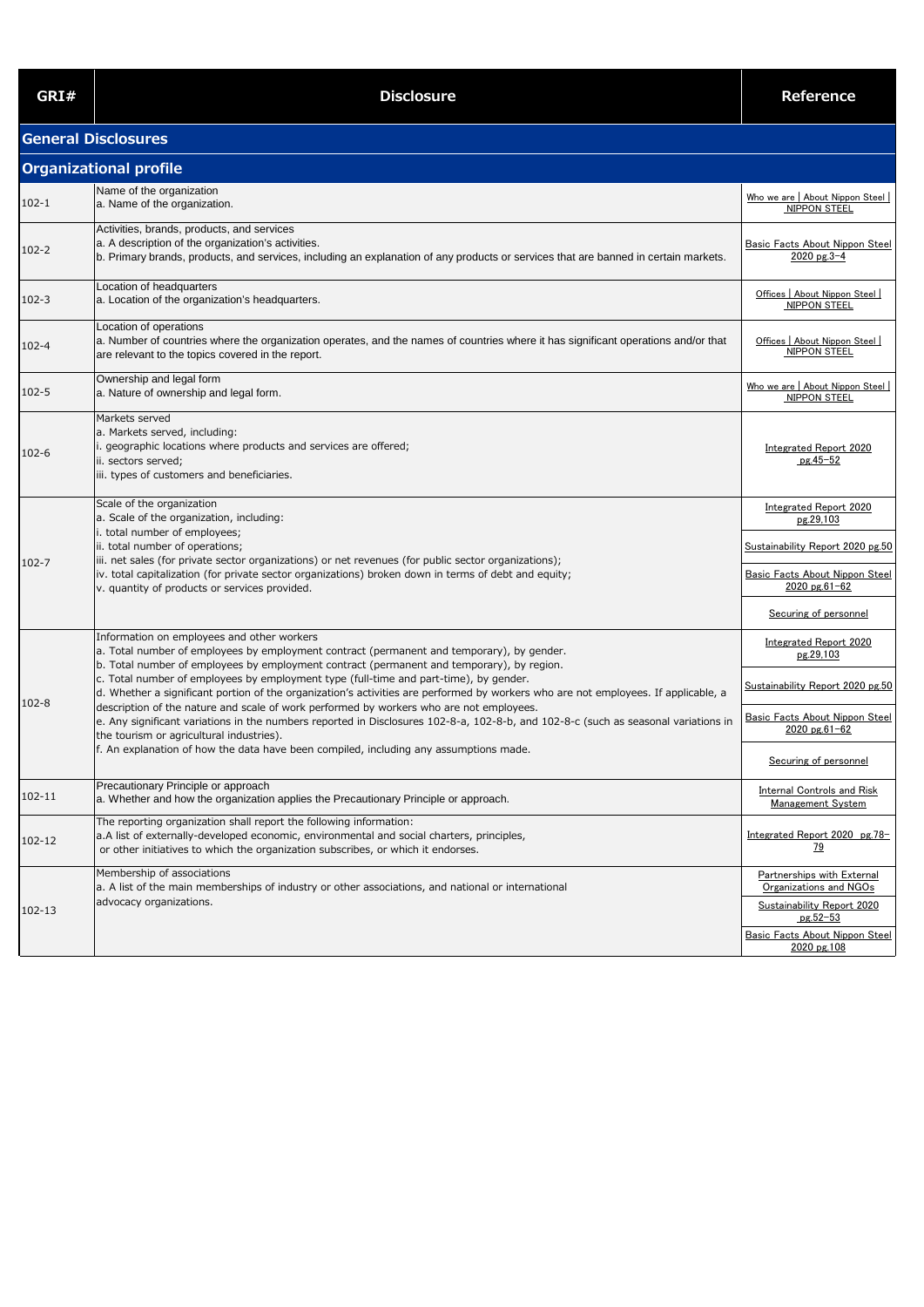| GRI# | Disclosure | Reference |
|---|---|---|
| **General Disclosures** | | |
| **Organizational profile** | | |
| 102-1 | Name of the organization<br>a. Name of the organization. | Who we are \| About Nippon Steel \| NIPPON STEEL |
| 102-2 | Activities, brands, products, and services<br>a. A description of the organization's activities.<br>b. Primary brands, products, and services, including an explanation of any products or services that are banned in certain markets. | Basic Facts About Nippon Steel 2020 pg.3-4 |
| 102-3 | Location of headquarters<br>a. Location of the organization's headquarters. | Offices \| About Nippon Steel \| NIPPON STEEL |
| 102-4 | Location of operations<br>a. Number of countries where the organization operates, and the names of countries where it has significant operations and/or that are relevant to the topics covered in the report. | Offices \| About Nippon Steel \| NIPPON STEEL |
| 102-5 | Ownership and legal form<br>a. Nature of ownership and legal form. | Who we are \| About Nippon Steel \| NIPPON STEEL |
| 102-6 | Markets served<br>a. Markets served, including:<br>i. geographic locations where products and services are offered;<br>ii. sectors served;<br>iii. types of customers and beneficiaries. | Integrated Report 2020 pg.45-52 |
| 102-7 | Scale of the organization<br>a. Scale of the organization, including:<br>i. total number of employees;<br>ii. total number of operations;<br>iii. net sales (for private sector organizations) or net revenues (for public sector organizations);<br>iv. total capitalization (for private sector organizations) broken down in terms of debt and equity;<br>v. quantity of products or services provided. | Integrated Report 2020 pg.29,103<br>Sustainability Report 2020 pg.50<br>Basic Facts About Nippon Steel 2020 pg.61-62<br>Securing of personnel |
| 102-8 | Information on employees and other workers<br>a. Total number of employees by employment contract (permanent and temporary), by gender.<br>b. Total number of employees by employment contract (permanent and temporary), by region.<br>c. Total number of employees by employment type (full-time and part-time), by gender.<br>d. Whether a significant portion of the organization's activities are performed by workers who are not employees. If applicable, a description of the nature and scale of work performed by workers who are not employees.<br>e. Any significant variations in the numbers reported in Disclosures 102-8-a, 102-8-b, and 102-8-c (such as seasonal variations in the tourism or agricultural industries).<br>f. An explanation of how the data have been compiled, including any assumptions made. | Integrated Report 2020 pg.29,103<br>Sustainability Report 2020 pg.50<br>Basic Facts About Nippon Steel 2020 pg.61-62<br>Securing of personnel |
| 102-11 | Precautionary Principle or approach<br>a. Whether and how the organization applies the Precautionary Principle or approach. | Internal Controls and Risk Management System |
| 102-12 | The reporting organization shall report the following information:<br>a.A list of externally-developed economic, environmental and social charters, principles, or other initiatives to which the organization subscribes, or which it endorses. | Integrated Report 2020 pg.78-79 |
| 102-13 | Membership of associations<br>a. A list of the main memberships of industry or other associations, and national or international advocacy organizations. | Partnerships with External Organizations and NGOs<br>Sustainability Report 2020 pg.52-53<br>Basic Facts About Nippon Steel 2020 pg.108 |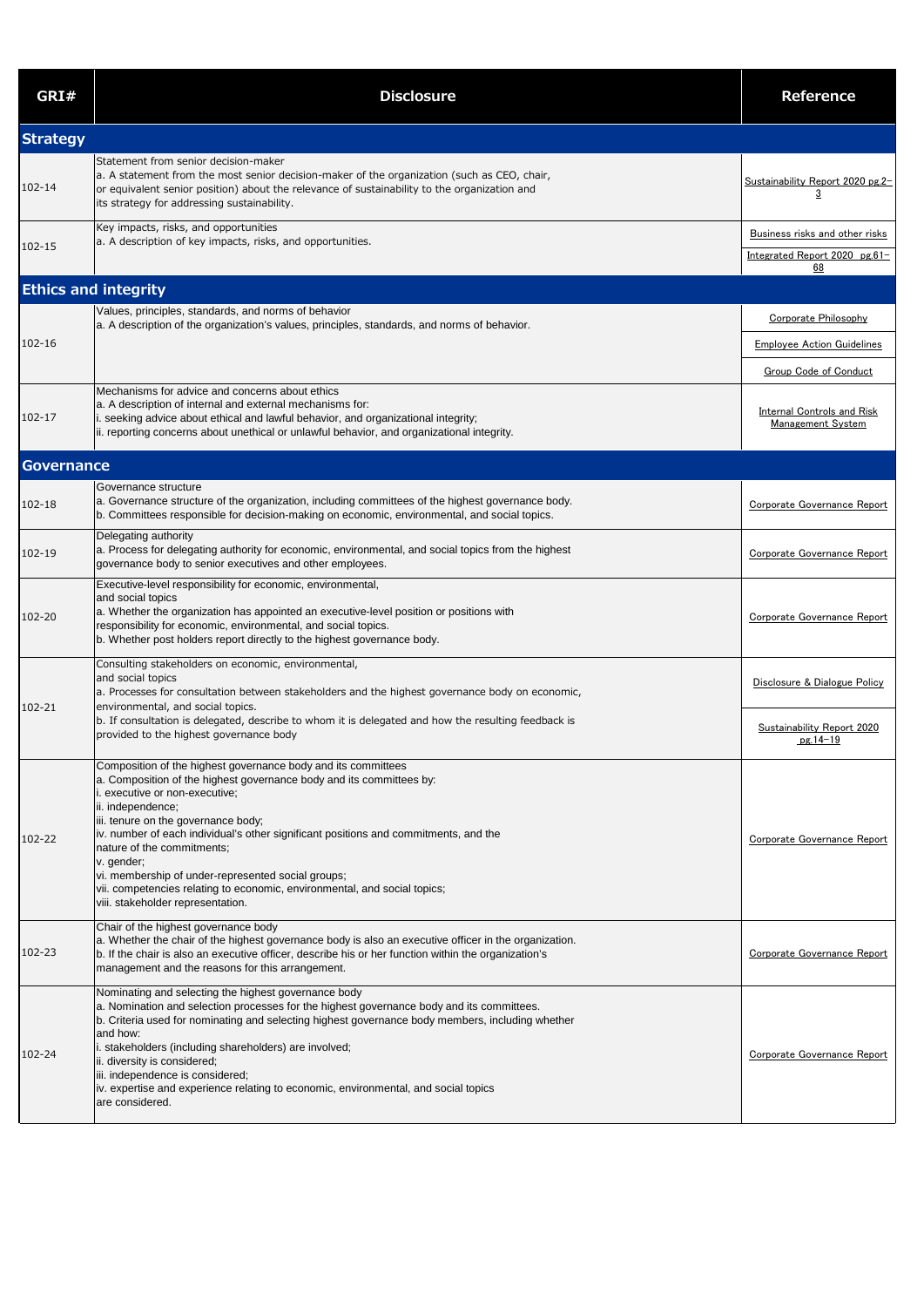| GRI# | Disclosure | Reference |
|---|---|---|
| **Strategy** | | |
| 102-14 | Statement from senior decision-maker<br>a. A statement from the most senior decision-maker of the organization (such as CEO, chair, or equivalent senior position) about the relevance of sustainability to the organization and its strategy for addressing sustainability. | Sustainability Report 2020 pg.2-3 |
| 102-15 | Key impacts, risks, and opportunities<br>a. A description of key impacts, risks, and opportunities. | Business risks and other risks<br>Integrated Report 2020 pg.61-68 |
| **Ethics and integrity** | | |
| 102-16 | Values, principles, standards, and norms of behavior<br>a. A description of the organization's values, principles, standards, and norms of behavior. | Corporate Philosophy<br>Employee Action Guidelines<br>Group Code of Conduct |
| 102-17 | Mechanisms for advice and concerns about ethics<br>a. A description of internal and external mechanisms for:<br>i. seeking advice about ethical and lawful behavior, and organizational integrity;<br>ii. reporting concerns about unethical or unlawful behavior, and organizational integrity. | Internal Controls and Risk Management System |
| **Governance** | | |
| 102-18 | Governance structure<br>a. Governance structure of the organization, including committees of the highest governance body.<br>b. Committees responsible for decision-making on economic, environmental, and social topics. | Corporate Governance Report |
| 102-19 | Delegating authority<br>a. Process for delegating authority for economic, environmental, and social topics from the highest governance body to senior executives and other employees. | Corporate Governance Report |
| 102-20 | Executive-level responsibility for economic, environmental, and social topics<br>a. Whether the organization has appointed an executive-level position or positions with responsibility for economic, environmental, and social topics.<br>b. Whether post holders report directly to the highest governance body. | Corporate Governance Report |
| 102-21 | Consulting stakeholders on economic, environmental, and social topics<br>a. Processes for consultation between stakeholders and the highest governance body on economic, environmental, and social topics.<br>b. If consultation is delegated, describe to whom it is delegated and how the resulting feedback is provided to the highest governance body | Disclosure & Dialogue Policy<br>Sustainability Report 2020 pg.14-19 |
| 102-22 | Composition of the highest governance body and its committees<br>a. Composition of the highest governance body and its committees by:<br>i. executive or non-executive;<br>ii. independence;<br>iii. tenure on the governance body;<br>iv. number of each individual's other significant positions and commitments, and the nature of the commitments;<br>v. gender;<br>vi. membership of under-represented social groups;<br>vii. competencies relating to economic, environmental, and social topics;<br>viii. stakeholder representation. | Corporate Governance Report |
| 102-23 | Chair of the highest governance body<br>a. Whether the chair of the highest governance body is also an executive officer in the organization.<br>b. If the chair is also an executive officer, describe his or her function within the organization's management and the reasons for this arrangement. | Corporate Governance Report |
| 102-24 | Nominating and selecting the highest governance body<br>a. Nomination and selection processes for the highest governance body and its committees.<br>b. Criteria used for nominating and selecting highest governance body members, including whether and how:<br>i. stakeholders (including shareholders) are involved;<br>ii. diversity is considered;<br>iii. independence is considered;<br>iv. expertise and experience relating to economic, environmental, and social topics are considered. | Corporate Governance Report |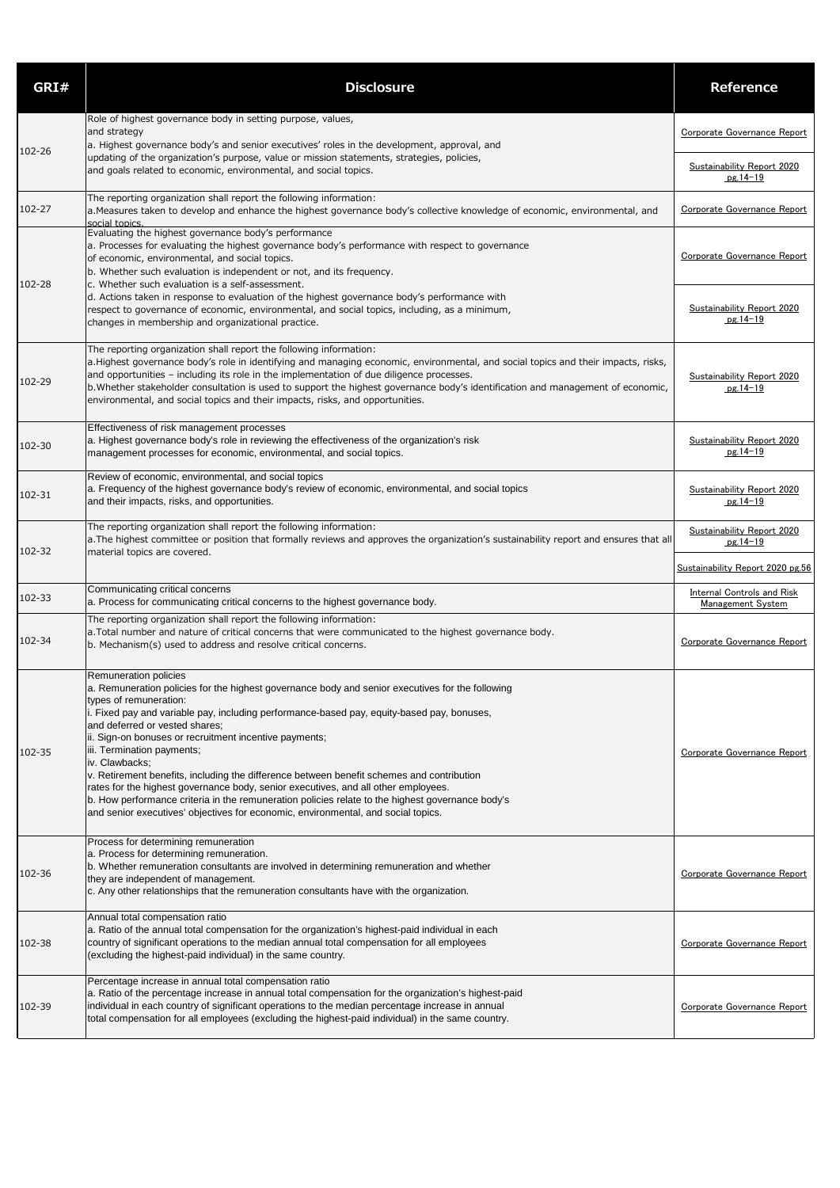| GRI# | Disclosure | Reference |
|---|---|---|
| 102-26 | Role of highest governance body in setting purpose, values, and strategy<br>a. Highest governance body's and senior executives' roles in the development, approval, and updating of the organization's purpose, value or mission statements, strategies, policies, and goals related to economic, environmental, and social topics. | Corporate Governance Report<br>Sustainability Report 2020 pg.14−19 |
| 102-27 | The reporting organization shall report the following information:<br>a.Measures taken to develop and enhance the highest governance body's collective knowledge of economic, environmental, and social topics. | Corporate Governance Report |
| 102-28 | Evaluating the highest governance body's performance<br>a. Processes for evaluating the highest governance body's performance with respect to governance of economic, environmental, and social topics.<br>b. Whether such evaluation is independent or not, and its frequency.<br>c. Whether such evaluation is a self-assessment.<br>d. Actions taken in response to evaluation of the highest governance body's performance with respect to governance of economic, environmental, and social topics, including, as a minimum, changes in membership and organizational practice. | Corporate Governance Report<br>Sustainability Report 2020 pg.14−19 |
| 102-29 | The reporting organization shall report the following information:<br>a.Highest governance body's role in identifying and managing economic, environmental, and social topics and their impacts, risks, and opportunities – including its role in the implementation of due diligence processes.<br>b.Whether stakeholder consultation is used to support the highest governance body's identification and management of economic, environmental, and social topics and their impacts, risks, and opportunities. | Sustainability Report 2020 pg.14−19 |
| 102-30 | Effectiveness of risk management processes<br>a. Highest governance body's role in reviewing the effectiveness of the organization's risk management processes for economic, environmental, and social topics. | Sustainability Report 2020 pg.14−19 |
| 102-31 | Review of economic, environmental, and social topics<br>a. Frequency of the highest governance body's review of economic, environmental, and social topics and their impacts, risks, and opportunities. | Sustainability Report 2020 pg.14−19 |
| 102-32 | The reporting organization shall report the following information:<br>a.The highest committee or position that formally reviews and approves the organization's sustainability report and ensures that all material topics are covered. | Sustainability Report 2020 pg.14−19<br>Sustainability Report 2020 pg.56 |
| 102-33 | Communicating critical concerns<br>a. Process for communicating critical concerns to the highest governance body. | Internal Controls and Risk Management System |
| 102-34 | The reporting organization shall report the following information:<br>a.Total number and nature of critical concerns that were communicated to the highest governance body.<br>b. Mechanism(s) used to address and resolve critical concerns. | Corporate Governance Report |
| 102-35 | Remuneration policies<br>a. Remuneration policies for the highest governance body and senior executives for the following types of remuneration:<br>i. Fixed pay and variable pay, including performance-based pay, equity-based pay, bonuses, and deferred or vested shares;<br>ii. Sign-on bonuses or recruitment incentive payments;<br>iii. Termination payments;<br>iv. Clawbacks;<br>v. Retirement benefits, including the difference between benefit schemes and contribution rates for the highest governance body, senior executives, and all other employees.<br>b. How performance criteria in the remuneration policies relate to the highest governance body's and senior executives' objectives for economic, environmental, and social topics. | Corporate Governance Report |
| 102-36 | Process for determining remuneration<br>a. Process for determining remuneration.<br>b. Whether remuneration consultants are involved in determining remuneration and whether they are independent of management.<br>c. Any other relationships that the remuneration consultants have with the organization. | Corporate Governance Report |
| 102-38 | Annual total compensation ratio<br>a. Ratio of the annual total compensation for the organization's highest-paid individual in each country of significant operations to the median annual total compensation for all employees (excluding the highest-paid individual) in the same country. | Corporate Governance Report |
| 102-39 | Percentage increase in annual total compensation ratio<br>a. Ratio of the percentage increase in annual total compensation for the organization's highest-paid individual in each country of significant operations to the median percentage increase in annual total compensation for all employees (excluding the highest-paid individual) in the same country. | Corporate Governance Report |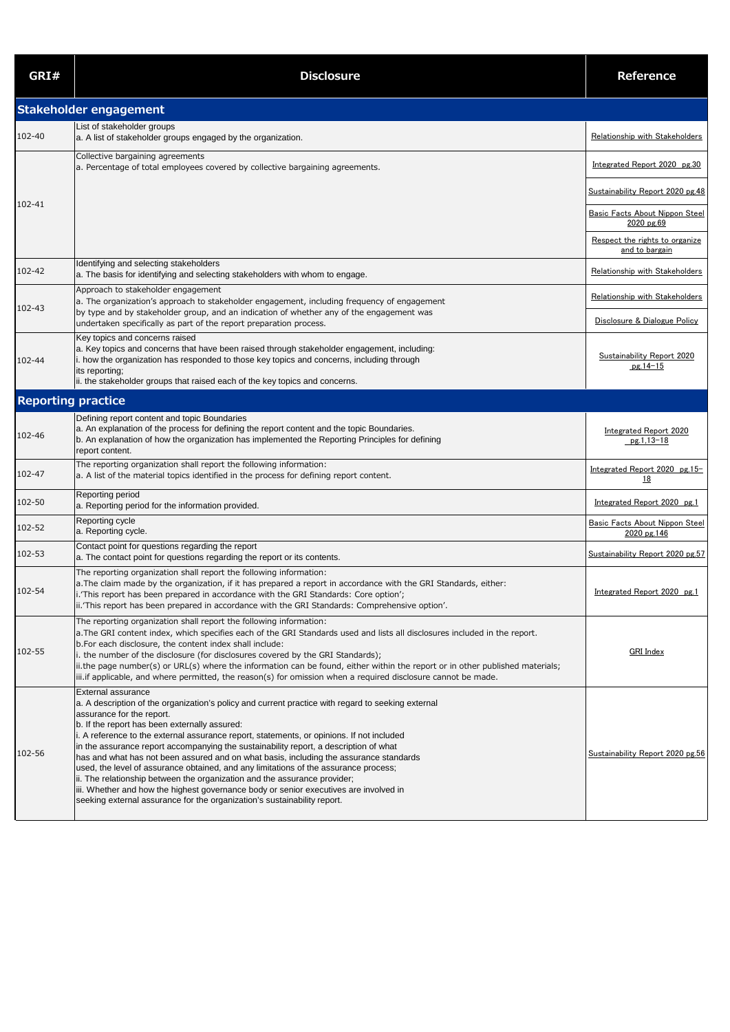| GRI# | Disclosure | Reference |
|---|---|---|
| **Stakeholder engagement** | | |
| 102-40 | List of stakeholder groups<br>a. A list of stakeholder groups engaged by the organization. | Relationship with Stakeholders |
| 102-41 | Collective bargaining agreements<br>a. Percentage of total employees covered by collective bargaining agreements. | Integrated Report 2020 pg.30<br>Sustainability Report 2020 pg.48<br>Basic Facts About Nippon Steel 2020 pg.69<br>Respect the rights to organize and to bargain |
| 102-42 | Identifying and selecting stakeholders<br>a. The basis for identifying and selecting stakeholders with whom to engage. | Relationship with Stakeholders |
| 102-43 | Approach to stakeholder engagement<br>a. The organization's approach to stakeholder engagement, including frequency of engagement by type and by stakeholder group, and an indication of whether any of the engagement was undertaken specifically as part of the report preparation process. | Relationship with Stakeholders<br>Disclosure & Dialogue Policy |
| 102-44 | Key topics and concerns raised<br>a. Key topics and concerns that have been raised through stakeholder engagement, including:<br>i. how the organization has responded to those key topics and concerns, including through its reporting;<br>ii. the stakeholder groups that raised each of the key topics and concerns. | Sustainability Report 2020 pg.14–15 |
| **Reporting practice** | | |
| 102-46 | Defining report content and topic Boundaries<br>a. An explanation of the process for defining the report content and the topic Boundaries.<br>b. An explanation of how the organization has implemented the Reporting Principles for defining report content. | Integrated Report 2020 pg.1,13–18 |
| 102-47 | The reporting organization shall report the following information:<br>a. A list of the material topics identified in the process for defining report content. | Integrated Report 2020 pg.15–18 |
| 102-50 | Reporting period<br>a. Reporting period for the information provided. | Integrated Report 2020 pg.1 |
| 102-52 | Reporting cycle<br>a. Reporting cycle. | Basic Facts About Nippon Steel 2020 pg.146 |
| 102-53 | Contact point for questions regarding the report<br>a. The contact point for questions regarding the report or its contents. | Sustainability Report 2020 pg.57 |
| 102-54 | The reporting organization shall report the following information:<br>a.The claim made by the organization, if it has prepared a report in accordance with the GRI Standards, either:<br>i.'This report has been prepared in accordance with the GRI Standards: Core option';<br>ii.'This report has been prepared in accordance with the GRI Standards: Comprehensive option'. | Integrated Report 2020 pg.1 |
| 102-55 | The reporting organization shall report the following information:<br>a.The GRI content index, which specifies each of the GRI Standards used and lists all disclosures included in the report.<br>b.For each disclosure, the content index shall include:<br>i. the number of the disclosure (for disclosures covered by the GRI Standards);<br>ii.the page number(s) or URL(s) where the information can be found, either within the report or in other published materials;<br>iii.if applicable, and where permitted, the reason(s) for omission when a required disclosure cannot be made. | GRI Index |
| 102-56 | External assurance<br>a. A description of the organization's policy and current practice with regard to seeking external assurance for the report.<br>b. If the report has been externally assured:<br>i. A reference to the external assurance report, statements, or opinions. If not included in the assurance report accompanying the sustainability report, a description of what has and what has not been assured and on what basis, including the assurance standards used, the level of assurance obtained, and any limitations of the assurance process;<br>ii. The relationship between the organization and the assurance provider;<br>iii. Whether and how the highest governance body or senior executives are involved in seeking external assurance for the organization's sustainability report. | Sustainability Report 2020 pg.56 |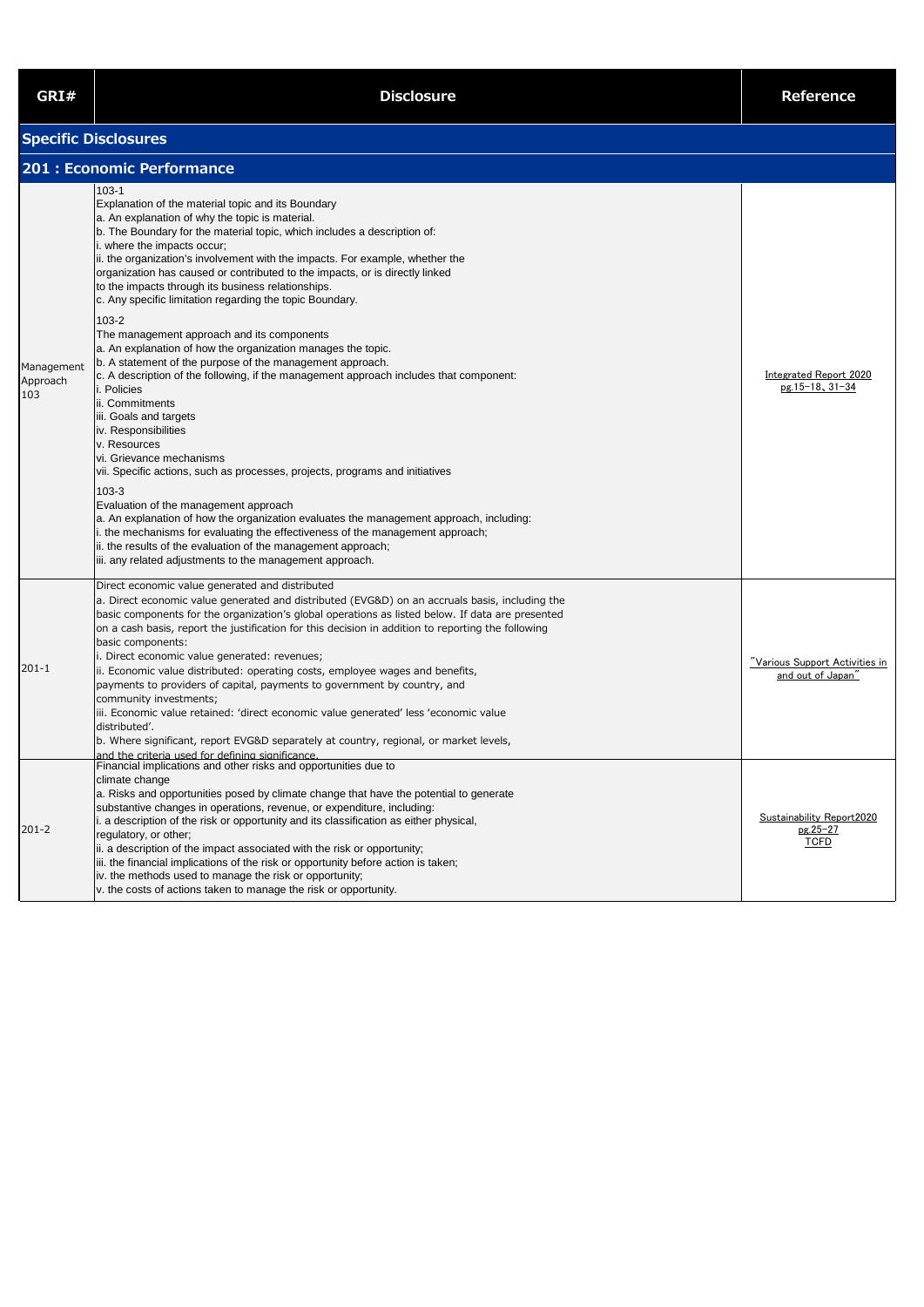| GRI# | Disclosure | Reference |
|---|---|---|
| **Specific Disclosures** | | |
| **201 : Economic Performance** | | |
| Management Approach 103 | 103-1<br>Explanation of the material topic and its Boundary<br>a. An explanation of why the topic is material.<br>b. The Boundary for the material topic, which includes a description of:<br>i. where the impacts occur;<br>ii. the organization's involvement with the impacts. For example, whether the organization has caused or contributed to the impacts, or is directly linked to the impacts through its business relationships.<br>c. Any specific limitation regarding the topic Boundary.<br><br>103-2<br>The management approach and its components<br>a. An explanation of how the organization manages the topic.<br>b. A statement of the purpose of the management approach.<br>c. A description of the following, if the management approach includes that component:<br>i. Policies<br>ii. Commitments<br>iii. Goals and targets<br>iv. Responsibilities<br>v. Resources<br>vi. Grievance mechanisms<br>vii. Specific actions, such as processes, projects, programs and initiatives<br><br>103-3<br>Evaluation of the management approach<br>a. An explanation of how the organization evaluates the management approach, including:<br>i. the mechanisms for evaluating the effectiveness of the management approach;<br>ii. the results of the evaluation of the management approach;<br>iii. any related adjustments to the management approach. | Integrated Report 2020 pg.15-18、31-34 |
| 201-1 | Direct economic value generated and distributed<br>a. Direct economic value generated and distributed (EVG&D) on an accruals basis, including the basic components for the organization's global operations as listed below. If data are presented on a cash basis, report the justification for this decision in addition to reporting the following basic components:<br>i. Direct economic value generated: revenues;<br>ii. Economic value distributed: operating costs, employee wages and benefits, payments to providers of capital, payments to government by country, and community investments;<br>iii. Economic value retained: 'direct economic value generated' less 'economic value distributed'.<br>b. Where significant, report EVG&D separately at country, regional, or market levels, and the criteria used for defining significance. | "Various Support Activities in and out of Japan" |
| 201-2 | Financial implications and other risks and opportunities due to climate change<br>a. Risks and opportunities posed by climate change that have the potential to generate substantive changes in operations, revenue, or expenditure, including:<br>i. a description of the risk or opportunity and its classification as either physical, regulatory, or other;<br>ii. a description of the impact associated with the risk or opportunity;<br>iii. the financial implications of the risk or opportunity before action is taken;<br>iv. the methods used to manage the risk or opportunity;<br>v. the costs of actions taken to manage the risk or opportunity. | Sustainability Report2020 pg.25-27<br>TCFD |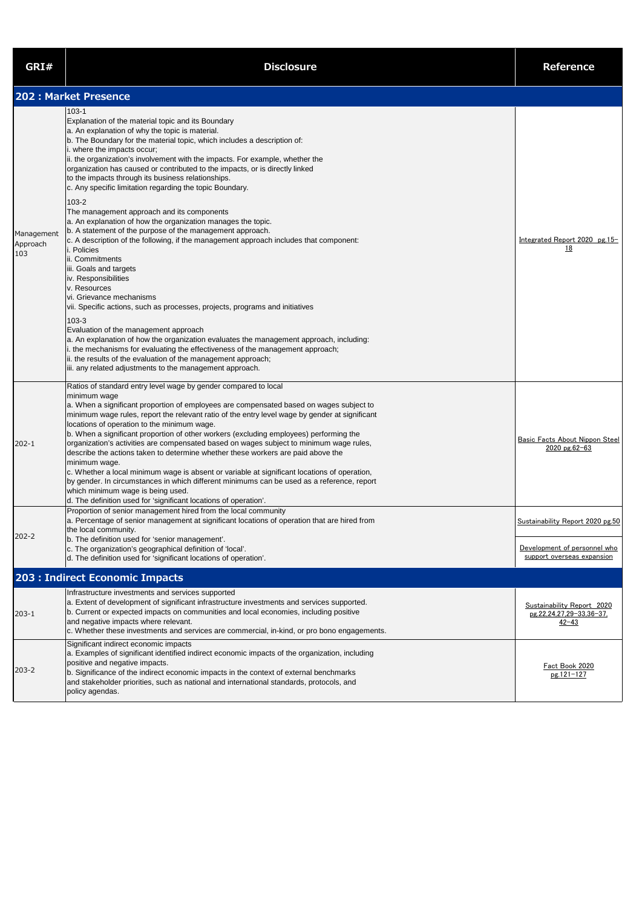| GRI# | Disclosure | Reference |
| --- | --- | --- |
| **202 : Market Presence** | | |
| Management Approach 103 | 103-1<br>Explanation of the material topic and its Boundary<br>a. An explanation of why the topic is material.<br>b. The Boundary for the material topic, which includes a description of:<br>i. where the impacts occur;<br>ii. the organization's involvement with the impacts. For example, whether the organization has caused or contributed to the impacts, or is directly linked to the impacts through its business relationships.<br>c. Any specific limitation regarding the topic Boundary.<br><br>103-2<br>The management approach and its components<br>a. An explanation of how the organization manages the topic.<br>b. A statement of the purpose of the management approach.<br>c. A description of the following, if the management approach includes that component:<br>i. Policies<br>ii. Commitments<br>iii. Goals and targets<br>iv. Responsibilities<br>v. Resources<br>vi. Grievance mechanisms<br>vii. Specific actions, such as processes, projects, programs and initiatives<br><br>103-3<br>Evaluation of the management approach<br>a. An explanation of how the organization evaluates the management approach, including:<br>i. the mechanisms for evaluating the effectiveness of the management approach;<br>ii. the results of the evaluation of the management approach;<br>iii. any related adjustments to the management approach. | Integrated Report 2020 pg.15-18 |
| 202-1 | Ratios of standard entry level wage by gender compared to local minimum wage<br>a. When a significant proportion of employees are compensated based on wages subject to minimum wage rules, report the relevant ratio of the entry level wage by gender at significant locations of operation to the minimum wage.<br>b. When a significant proportion of other workers (excluding employees) performing the organization's activities are compensated based on wages subject to minimum wage rules, describe the actions taken to determine whether these workers are paid above the minimum wage.<br>c. Whether a local minimum wage is absent or variable at significant locations of operation, by gender. In circumstances in which different minimums can be used as a reference, report which minimum wage is being used.<br>d. The definition used for 'significant locations of operation'. | Basic Facts About Nippon Steel 2020 pg.62-63 |
| 202-2 | Proportion of senior management hired from the local community<br>a. Percentage of senior management at significant locations of operation that are hired from the local community.<br>b. The definition used for 'senior management'.<br>c. The organization's geographical definition of 'local'.<br>d. The definition used for 'significant locations of operation'. | Sustainability Report 2020 pg.50<br><br>Development of personnel who support overseas expansion |
| **203 : Indirect Economic Impacts** | | |
| 203-1 | Infrastructure investments and services supported<br>a. Extent of development of significant infrastructure investments and services supported.<br>b. Current or expected impacts on communities and local economies, including positive and negative impacts where relevant.<br>c. Whether these investments and services are commercial, in-kind, or pro bono engagements. | Sustainability Report 2020 pg.22,24,27,29-33,36-37, 42-43 |
| 203-2 | Significant indirect economic impacts<br>a. Examples of significant identified indirect economic impacts of the organization, including positive and negative impacts.<br>b. Significance of the indirect economic impacts in the context of external benchmarks and stakeholder priorities, such as national and international standards, protocols, and policy agendas. | Fact Book 2020 pg.121-127 |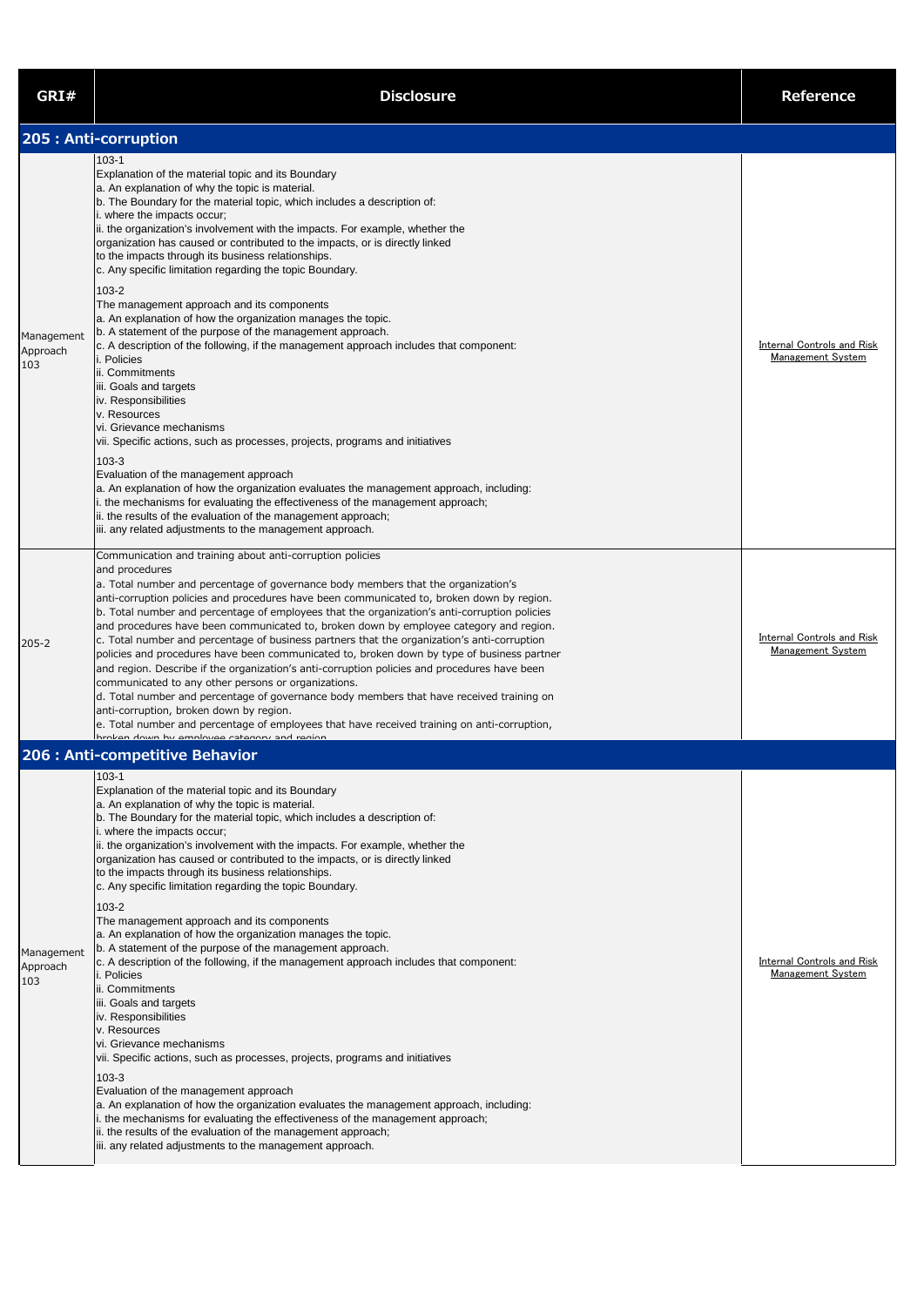| GRI# | Disclosure | Reference |
|---|---|---|
| **205 : Anti-corruption** | | |
| Management Approach 103 | 103-1<br>Explanation of the material topic and its Boundary<br>a. An explanation of why the topic is material.<br>b. The Boundary for the material topic, which includes a description of:<br>i. where the impacts occur;<br>ii. the organization's involvement with the impacts. For example, whether the organization has caused or contributed to the impacts, or is directly linked to the impacts through its business relationships.<br>c. Any specific limitation regarding the topic Boundary.<br><br>103-2<br>The management approach and its components<br>a. An explanation of how the organization manages the topic.<br>b. A statement of the purpose of the management approach.<br>c. A description of the following, if the management approach includes that component:<br>i. Policies<br>ii. Commitments<br>iii. Goals and targets<br>iv. Responsibilities<br>v. Resources<br>vi. Grievance mechanisms<br>vii. Specific actions, such as processes, projects, programs and initiatives<br><br>103-3<br>Evaluation of the management approach<br>a. An explanation of how the organization evaluates the management approach, including:<br>i. the mechanisms for evaluating the effectiveness of the management approach;<br>ii. the results of the evaluation of the management approach;<br>iii. any related adjustments to the management approach. | Internal Controls and Risk Management System |
| 205-2 | Communication and training about anti-corruption policies and procedures<br>a. Total number and percentage of governance body members that the organization's anti-corruption policies and procedures have been communicated to, broken down by region.<br>b. Total number and percentage of employees that the organization's anti-corruption policies and procedures have been communicated to, broken down by employee category and region.<br>c. Total number and percentage of business partners that the organization's anti-corruption policies and procedures have been communicated to, broken down by type of business partner and region. Describe if the organization's anti-corruption policies and procedures have been communicated to any other persons or organizations.<br>d. Total number and percentage of governance body members that have received training on anti-corruption, broken down by region.<br>e. Total number and percentage of employees that have received training on anti-corruption, broken down by employee category and region. | Internal Controls and Risk Management System |
| **206 : Anti-competitive Behavior** | | |
| Management Approach 103 | 103-1<br>Explanation of the material topic and its Boundary<br>a. An explanation of why the topic is material.<br>b. The Boundary for the material topic, which includes a description of:<br>i. where the impacts occur;<br>ii. the organization's involvement with the impacts. For example, whether the organization has caused or contributed to the impacts, or is directly linked to the impacts through its business relationships.<br>c. Any specific limitation regarding the topic Boundary.<br><br>103-2<br>The management approach and its components<br>a. An explanation of how the organization manages the topic.<br>b. A statement of the purpose of the management approach.<br>c. A description of the following, if the management approach includes that component:<br>i. Policies<br>ii. Commitments<br>iii. Goals and targets<br>iv. Responsibilities<br>v. Resources<br>vi. Grievance mechanisms<br>vii. Specific actions, such as processes, projects, programs and initiatives<br><br>103-3<br>Evaluation of the management approach<br>a. An explanation of how the organization evaluates the management approach, including:<br>i. the mechanisms for evaluating the effectiveness of the management approach;<br>ii. the results of the evaluation of the management approach;<br>iii. any related adjustments to the management approach. | Internal Controls and Risk Management System |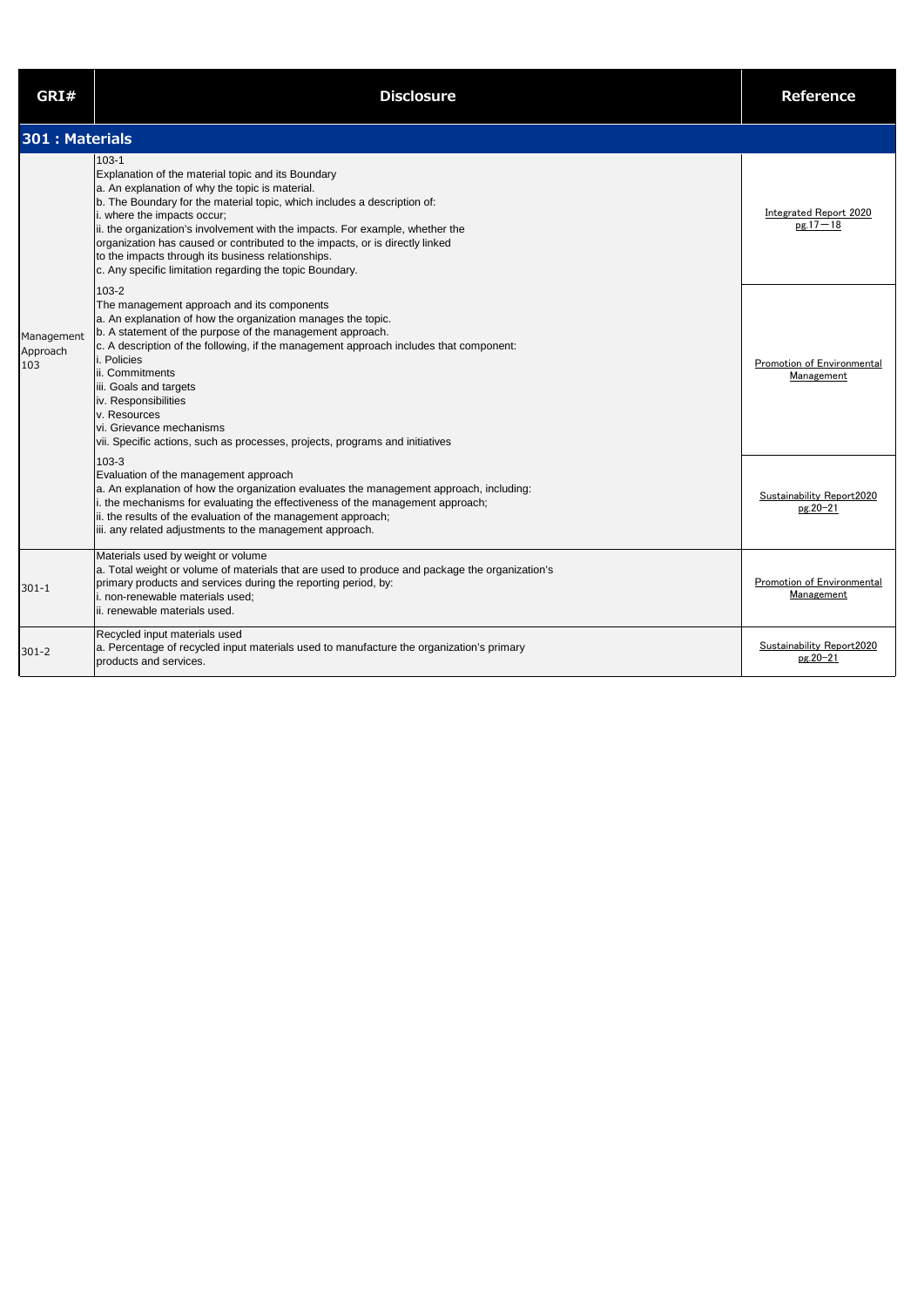| GRI# | Disclosure | Reference |
|---|---|---|
| **301 : Materials** | | |
| Management Approach 103 | 103-1<br>Explanation of the material topic and its Boundary<br>a. An explanation of why the topic is material.<br>b. The Boundary for the material topic, which includes a description of:<br>i. where the impacts occur;<br>ii. the organization's involvement with the impacts. For example, whether the organization has caused or contributed to the impacts, or is directly linked to the impacts through its business relationships.<br>c. Any specific limitation regarding the topic Boundary. | Integrated Report 2020 pg.17—18 |
| | 103-2<br>The management approach and its components<br>a. An explanation of how the organization manages the topic.<br>b. A statement of the purpose of the management approach.<br>c. A description of the following, if the management approach includes that component:<br>i. Policies<br>ii. Commitments<br>iii. Goals and targets<br>iv. Responsibilities<br>v. Resources<br>vi. Grievance mechanisms<br>vii. Specific actions, such as processes, projects, programs and initiatives | Promotion of Environmental Management |
| | 103-3<br>Evaluation of the management approach<br>a. An explanation of how the organization evaluates the management approach, including:<br>i. the mechanisms for evaluating the effectiveness of the management approach;<br>ii. the results of the evaluation of the management approach;<br>iii. any related adjustments to the management approach. | Sustainability Report2020 pg.20-21 |
| 301-1 | Materials used by weight or volume<br>a. Total weight or volume of materials that are used to produce and package the organization's primary products and services during the reporting period, by:<br>i. non-renewable materials used;<br>ii. renewable materials used. | Promotion of Environmental Management |
| 301-2 | Recycled input materials used<br>a. Percentage of recycled input materials used to manufacture the organization's primary products and services. | Sustainability Report2020 pg.20-21 |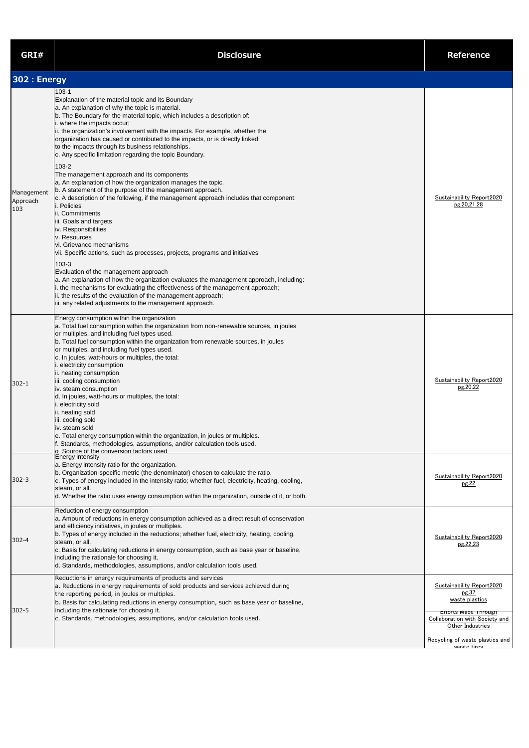| GRI# | Disclosure | Reference |
|---|---|---|
| **302 : Energy** | | |
| Management Approach 103 | 103-1<br>Explanation of the material topic and its Boundary<br>a. An explanation of why the topic is material.<br>b. The Boundary for the material topic, which includes a description of:<br>i. where the impacts occur;<br>ii. the organization's involvement with the impacts. For example, whether the organization has caused or contributed to the impacts, or is directly linked to the impacts through its business relationships.<br>c. Any specific limitation regarding the topic Boundary.<br><br>103-2<br>The management approach and its components<br>a. An explanation of how the organization manages the topic.<br>b. A statement of the purpose of the management approach.<br>c. A description of the following, if the management approach includes that component:<br>i. Policies<br>ii. Commitments<br>iii. Goals and targets<br>iv. Responsibilities<br>v. Resources<br>vi. Grievance mechanisms<br>vii. Specific actions, such as processes, projects, programs and initiatives<br><br>103-3<br>Evaluation of the management approach<br>a. An explanation of how the organization evaluates the management approach, including:<br>i. the mechanisms for evaluating the effectiveness of the management approach;<br>ii. the results of the evaluation of the management approach;<br>iii. any related adjustments to the management approach. | Sustainability Report2020 pg.20,21,28 |
| 302-1 | Energy consumption within the organization<br>a. Total fuel consumption within the organization from non-renewable sources, in joules or multiples, and including fuel types used.<br>b. Total fuel consumption within the organization from renewable sources, in joules or multiples, and including fuel types used.<br>c. In joules, watt-hours or multiples, the total:<br>i. electricity consumption<br>ii. heating consumption<br>iii. cooling consumption<br>iv. steam consumption<br>d. In joules, watt-hours or multiples, the total:<br>i. electricity sold<br>ii. heating sold<br>iii. cooling sold<br>iv. steam sold<br>e. Total energy consumption within the organization, in joules or multiples.<br>f. Standards, methodologies, assumptions, and/or calculation tools used.<br>g. Source of the conversion factors used. | Sustainability Report2020 pg.20,22 |
| 302-3 | Energy intensity<br>a. Energy intensity ratio for the organization.<br>b. Organization-specific metric (the denominator) chosen to calculate the ratio.<br>c. Types of energy included in the intensity ratio; whether fuel, electricity, heating, cooling, steam, or all.<br>d. Whether the ratio uses energy consumption within the organization, outside of it, or both. | Sustainability Report2020 pg.22 |
| 302-4 | Reduction of energy consumption<br>a. Amount of reductions in energy consumption achieved as a direct result of conservation and efficiency initiatives, in joules or multiples.<br>b. Types of energy included in the reductions; whether fuel, electricity, heating, cooling, steam, or all.<br>c. Basis for calculating reductions in energy consumption, such as base year or baseline, including the rationale for choosing it.<br>d. Standards, methodologies, assumptions, and/or calculation tools used. | Sustainability Report2020 pg.22,23 |
| 302-5 | Reductions in energy requirements of products and services<br>a. Reductions in energy requirements of sold products and services achieved during the reporting period, in joules or multiples.<br>b. Basis for calculating reductions in energy consumption, such as base year or baseline, including the rationale for choosing it.<br>c. Standards, methodologies, assumptions, and/or calculation tools used. | Sustainability Report2020 pg.37<br>waste plastics<br>Efforts Made Through Collaboration with Society and Other Industries<br>Recycling of waste plastics and waste tires |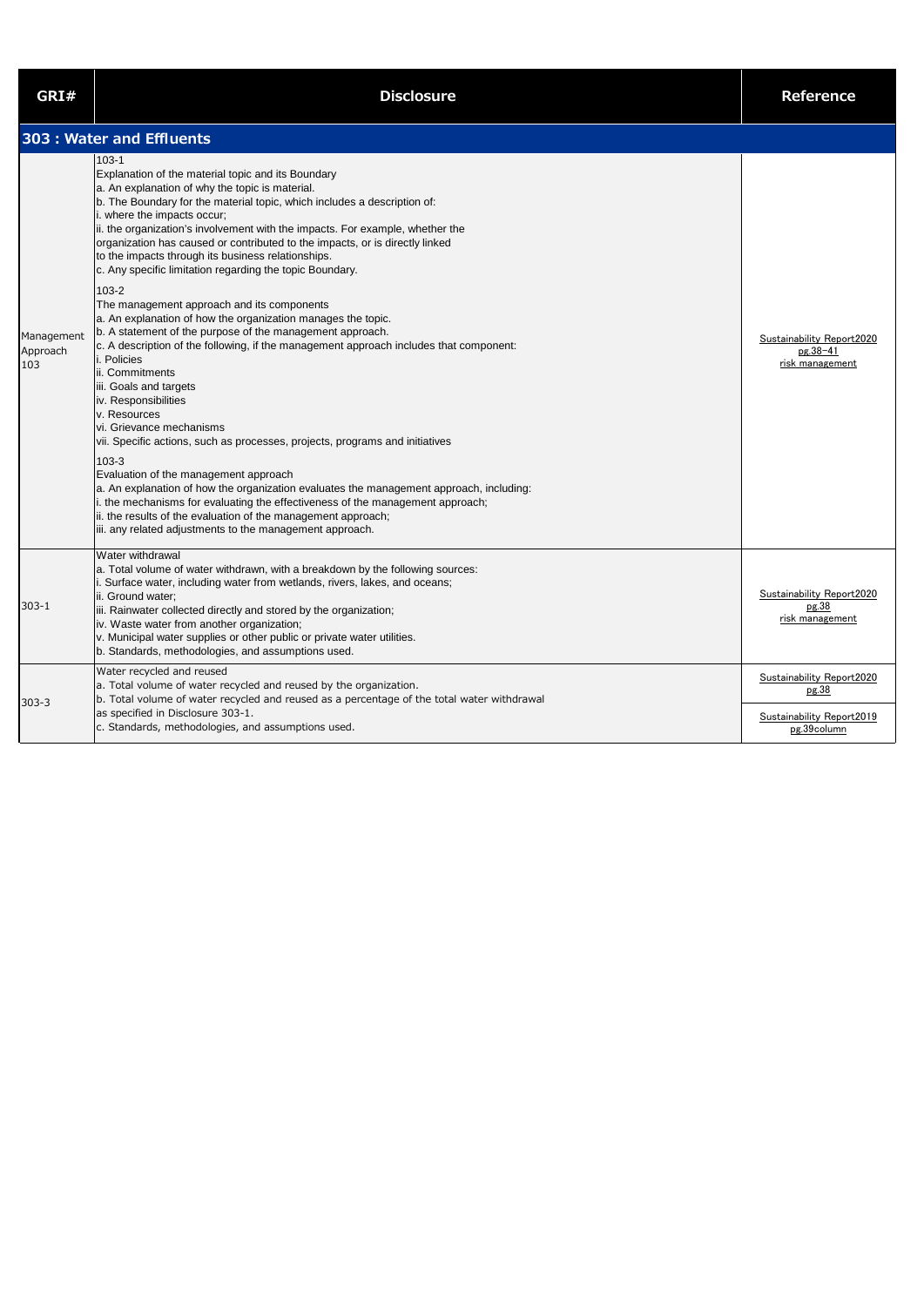| GRI# | Disclosure | Reference |
|---|---|---|
| **303 : Water and Effluents** | | |
| Management Approach 103 | 103-1<br>Explanation of the material topic and its Boundary<br>a. An explanation of why the topic is material.<br>b. The Boundary for the material topic, which includes a description of:<br>i. where the impacts occur;<br>ii. the organization's involvement with the impacts. For example, whether the organization has caused or contributed to the impacts, or is directly linked to the impacts through its business relationships.<br>c. Any specific limitation regarding the topic Boundary.<br><br>103-2<br>The management approach and its components<br>a. An explanation of how the organization manages the topic.<br>b. A statement of the purpose of the management approach.<br>c. A description of the following, if the management approach includes that component:<br>i. Policies<br>ii. Commitments<br>iii. Goals and targets<br>iv. Responsibilities<br>v. Resources<br>vi. Grievance mechanisms<br>vii. Specific actions, such as processes, projects, programs and initiatives<br><br>103-3<br>Evaluation of the management approach<br>a. An explanation of how the organization evaluates the management approach, including:<br>i. the mechanisms for evaluating the effectiveness of the management approach;<br>ii. the results of the evaluation of the management approach;<br>iii. any related adjustments to the management approach. | Sustainability Report2020<br>pg.38-41<br>risk management |
| 303-1 | Water withdrawal<br>a. Total volume of water withdrawn, with a breakdown by the following sources:<br>i. Surface water, including water from wetlands, rivers, lakes, and oceans;<br>ii. Ground water;<br>iii. Rainwater collected directly and stored by the organization;<br>iv. Waste water from another organization;<br>v. Municipal water supplies or other public or private water utilities.<br>b. Standards, methodologies, and assumptions used. | Sustainability Report2020<br>pg.38<br>risk management |
| 303-3 | Water recycled and reused<br>a. Total volume of water recycled and reused by the organization.<br>b. Total volume of water recycled and reused as a percentage of the total water withdrawal as specified in Disclosure 303-1.<br>c. Standards, methodologies, and assumptions used. | Sustainability Report2020<br>pg.38<br><br>Sustainability Report2019<br>pg.39column |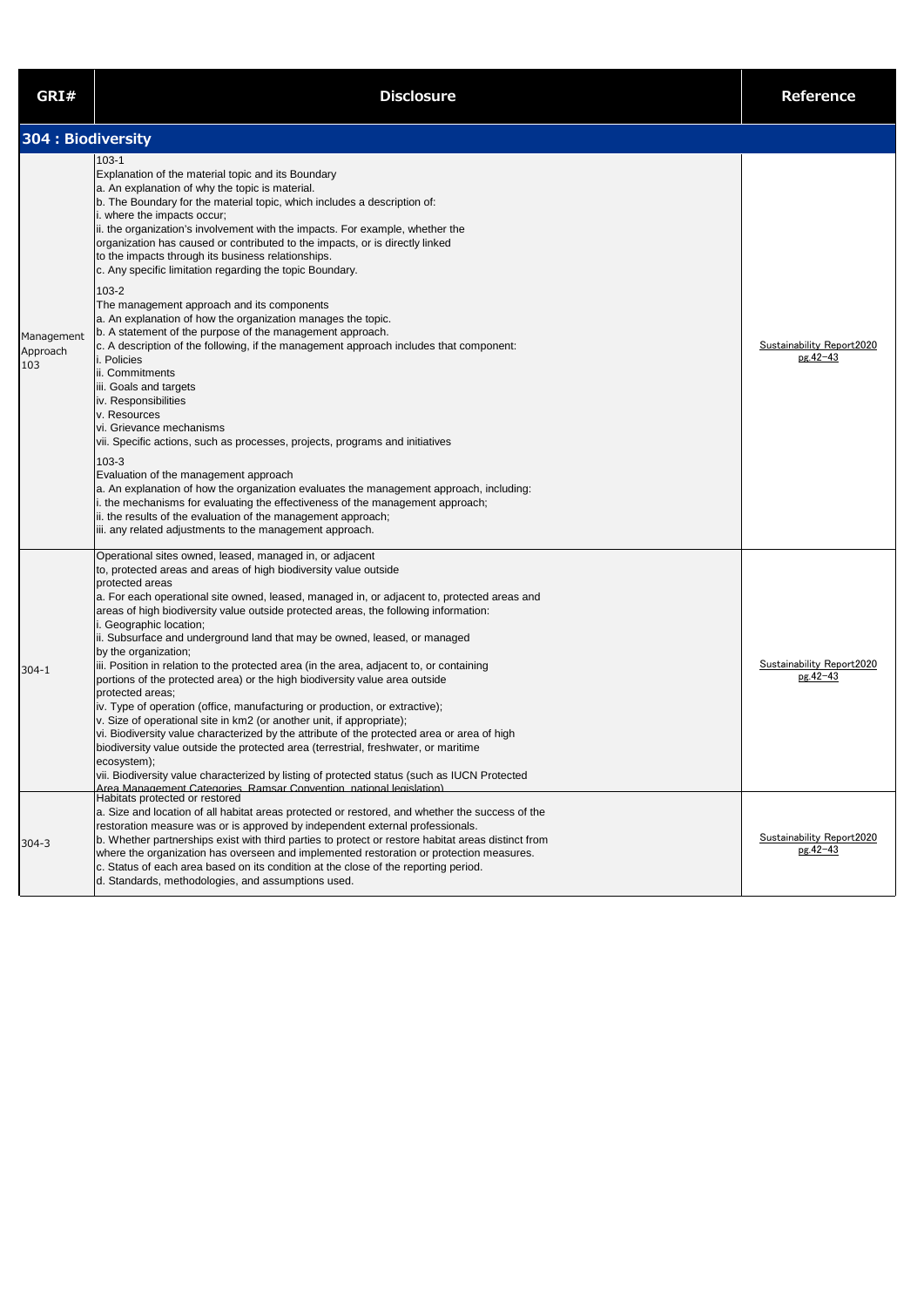| GRI# | Disclosure | Reference |
|---|---|---|
| **304 : Biodiversity** | | |
| Management Approach 103 | 103-1<br>Explanation of the material topic and its Boundary<br>a. An explanation of why the topic is material.<br>b. The Boundary for the material topic, which includes a description of:<br>i. where the impacts occur;<br>ii. the organization's involvement with the impacts. For example, whether the organization has caused or contributed to the impacts, or is directly linked to the impacts through its business relationships.<br>c. Any specific limitation regarding the topic Boundary.<br><br>103-2<br>The management approach and its components<br>a. An explanation of how the organization manages the topic.<br>b. A statement of the purpose of the management approach.<br>c. A description of the following, if the management approach includes that component:<br>i. Policies<br>ii. Commitments<br>iii. Goals and targets<br>iv. Responsibilities<br>v. Resources<br>vi. Grievance mechanisms<br>vii. Specific actions, such as processes, projects, programs and initiatives<br><br>103-3<br>Evaluation of the management approach<br>a. An explanation of how the organization evaluates the management approach, including:<br>i. the mechanisms for evaluating the effectiveness of the management approach;<br>ii. the results of the evaluation of the management approach;<br>iii. any related adjustments to the management approach. | Sustainability Report2020 pg.42-43 |
| 304-1 | Operational sites owned, leased, managed in, or adjacent to, protected areas and areas of high biodiversity value outside protected areas<br>a. For each operational site owned, leased, managed in, or adjacent to, protected areas and areas of high biodiversity value outside protected areas, the following information:<br>i. Geographic location;<br>ii. Subsurface and underground land that may be owned, leased, or managed by the organization;<br>iii. Position in relation to the protected area (in the area, adjacent to, or containing portions of the protected area) or the high biodiversity value area outside protected areas;<br>iv. Type of operation (office, manufacturing or production, or extractive);<br>v. Size of operational site in km2 (or another unit, if appropriate);<br>vi. Biodiversity value characterized by the attribute of the protected area or area of high biodiversity value outside the protected area (terrestrial, freshwater, or maritime ecosystem);<br>vii. Biodiversity value characterized by listing of protected status (such as IUCN Protected Area Management Categories, Ramsar Convention, national legislation) | Sustainability Report2020 pg.42-43 |
| 304-3 | Habitats protected or restored<br>a. Size and location of all habitat areas protected or restored, and whether the success of the restoration measure was or is approved by independent external professionals.<br>b. Whether partnerships exist with third parties to protect or restore habitat areas distinct from where the organization has overseen and implemented restoration or protection measures.<br>c. Status of each area based on its condition at the close of the reporting period.<br>d. Standards, methodologies, and assumptions used. | Sustainability Report2020 pg.42-43 |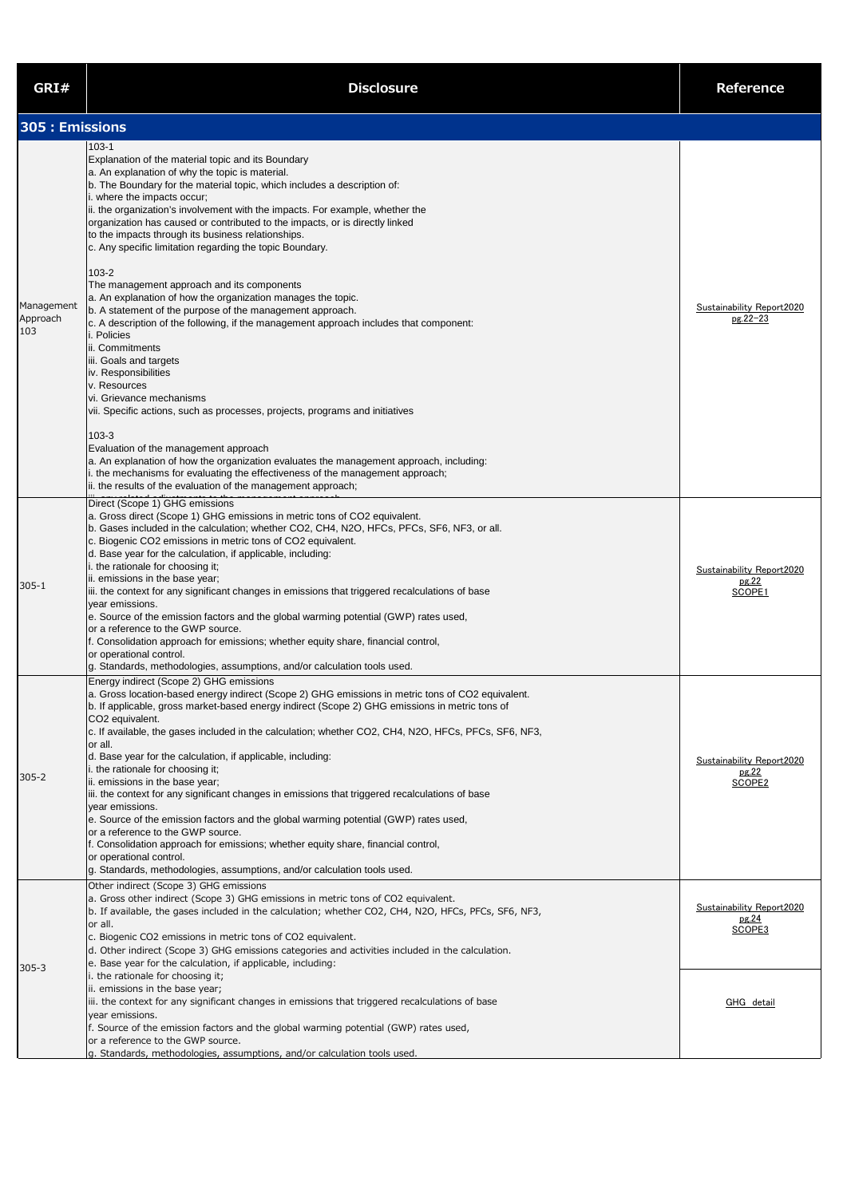| GRI# | Disclosure | Reference |
|---|---|---|
| **305 : Emissions** | | |
| Management Approach 103 | 103-1<br>Explanation of the material topic and its Boundary<br>a. An explanation of why the topic is material.<br>b. The Boundary for the material topic, which includes a description of:<br>i. where the impacts occur;<br>ii. the organization's involvement with the impacts. For example, whether the organization has caused or contributed to the impacts, or is directly linked to the impacts through its business relationships.<br>c. Any specific limitation regarding the topic Boundary.<br><br>103-2<br>The management approach and its components<br>a. An explanation of how the organization manages the topic.<br>b. A statement of the purpose of the management approach.<br>c. A description of the following, if the management approach includes that component:<br>i. Policies<br>ii. Commitments<br>iii. Goals and targets<br>iv. Responsibilities<br>v. Resources<br>vi. Grievance mechanisms<br>vii. Specific actions, such as processes, projects, programs and initiatives<br><br>103-3<br>Evaluation of the management approach<br>a. An explanation of how the organization evaluates the management approach, including:<br>i. the mechanisms for evaluating the effectiveness of the management approach;<br>ii. the results of the evaluation of the management approach;<br>iii. any related adjustments to the management approach. | Sustainability Report2020 pg.22−23 |
| 305-1 | Direct (Scope 1) GHG emissions<br>a. Gross direct (Scope 1) GHG emissions in metric tons of $CO_2$ equivalent.<br>b. Gases included in the calculation; whether $CO_2$, $CH_4$, $N_2O$, HFCs, PFCs, $SF_6$, $NF_3$, or all.<br>c. Biogenic $CO_2$ emissions in metric tons of $CO_2$ equivalent.<br>d. Base year for the calculation, if applicable, including:<br>i. the rationale for choosing it;<br>ii. emissions in the base year;<br>iii. the context for any significant changes in emissions that triggered recalculations of base year emissions.<br>e. Source of the emission factors and the global warming potential (GWP) rates used, or a reference to the GWP source.<br>f. Consolidation approach for emissions; whether equity share, financial control, or operational control.<br>g. Standards, methodologies, assumptions, and/or calculation tools used. | Sustainability Report2020 pg.22 SCOPE1 |
| 305-2 | Energy indirect (Scope 2) GHG emissions<br>a. Gross location-based energy indirect (Scope 2) GHG emissions in metric tons of $CO_2$ equivalent.<br>b. If applicable, gross market-based energy indirect (Scope 2) GHG emissions in metric tons of $CO_2$ equivalent.<br>c. If available, the gases included in the calculation; whether $CO_2$, $CH_4$, $N_2O$, HFCs, PFCs, $SF_6$, $NF_3$, or all.<br>d. Base year for the calculation, if applicable, including:<br>i. the rationale for choosing it;<br>ii. emissions in the base year;<br>iii. the context for any significant changes in emissions that triggered recalculations of base year emissions.<br>e. Source of the emission factors and the global warming potential (GWP) rates used, or a reference to the GWP source.<br>f. Consolidation approach for emissions; whether equity share, financial control, or operational control.<br>g. Standards, methodologies, assumptions, and/or calculation tools used. | Sustainability Report2020 pg.22 SCOPE2 |
| 305-3 | Other indirect (Scope 3) GHG emissions<br>a. Gross other indirect (Scope 3) GHG emissions in metric tons of $CO_2$ equivalent.<br>b. If available, the gases included in the calculation; whether $CO_2$, $CH_4$, $N_2O$, HFCs, PFCs, $SF_6$, $NF_3$, or all.<br>c. Biogenic $CO_2$ emissions in metric tons of $CO_2$ equivalent.<br>d. Other indirect (Scope 3) GHG emissions categories and activities included in the calculation.<br>e. Base year for the calculation, if applicable, including:<br>i. the rationale for choosing it;<br>ii. emissions in the base year;<br>iii. the context for any significant changes in emissions that triggered recalculations of base year emissions.<br>f. Source of the emission factors and the global warming potential (GWP) rates used, or a reference to the GWP source.<br>g. Standards, methodologies, assumptions, and/or calculation tools used. | Sustainability Report2020 pg.24 SCOPE3<br><br>GHG detail |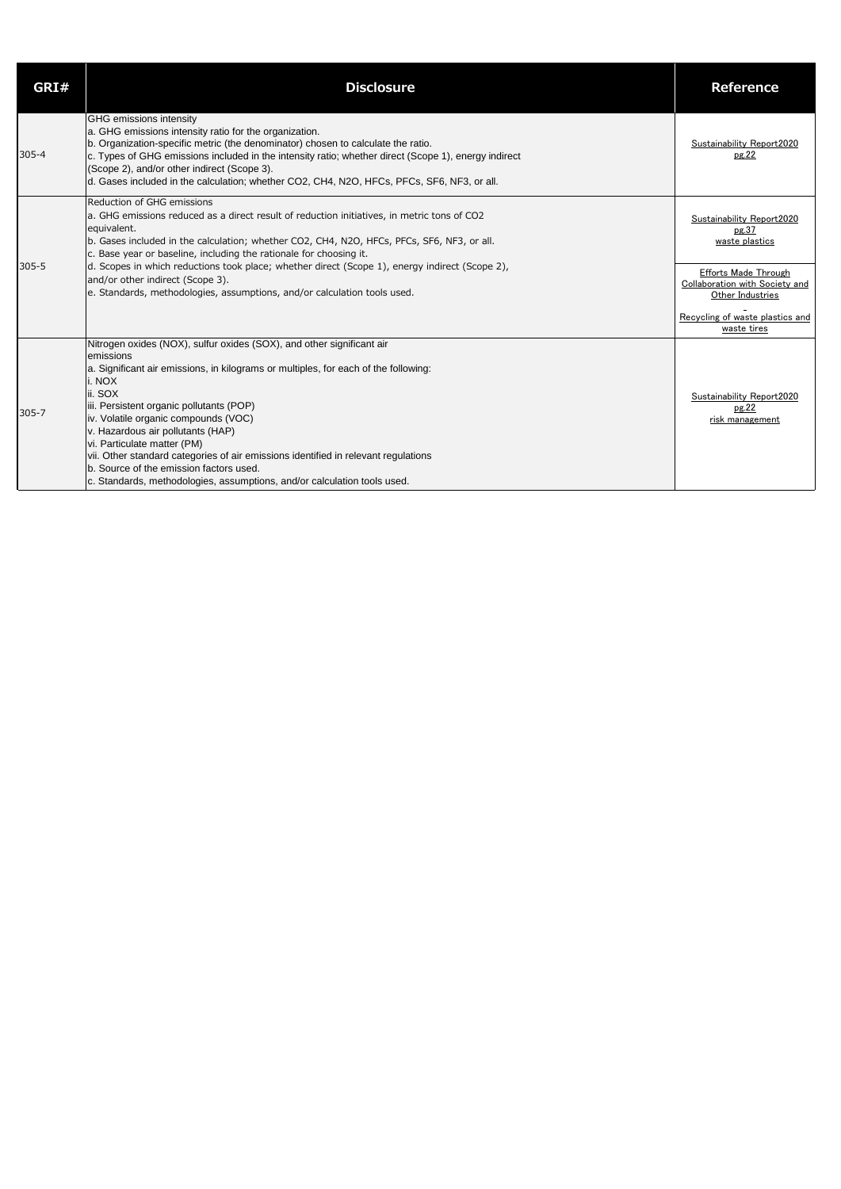| GRI# | Disclosure | Reference |
|---|---|---|
| 305-4 | GHG emissions intensity<br>a. GHG emissions intensity ratio for the organization.<br>b. Organization-specific metric (the denominator) chosen to calculate the ratio.<br>c. Types of GHG emissions included in the intensity ratio; whether direct (Scope 1), energy indirect (Scope 2), and/or other indirect (Scope 3).<br>d. Gases included in the calculation; whether CO2, CH4, N2O, HFCs, PFCs, SF6, NF3, or all. | Sustainability Report2020 pg.22 |
| 305-5 | Reduction of GHG emissions<br>a. GHG emissions reduced as a direct result of reduction initiatives, in metric tons of CO2 equivalent.<br>b. Gases included in the calculation; whether CO2, CH4, N2O, HFCs, PFCs, SF6, NF3, or all.<br>c. Base year or baseline, including the rationale for choosing it.<br>d. Scopes in which reductions took place; whether direct (Scope 1), energy indirect (Scope 2), and/or other indirect (Scope 3).<br>e. Standards, methodologies, assumptions, and/or calculation tools used. | Sustainability Report2020 pg.37 waste plastics<br><br>Efforts Made Through Collaboration with Society and Other Industries<br>-<br>Recycling of waste plastics and waste tires |
| 305-7 | Nitrogen oxides (NOX), sulfur oxides (SOX), and other significant air emissions<br>a. Significant air emissions, in kilograms or multiples, for each of the following:<br>i. NOX<br>ii. SOX<br>iii. Persistent organic pollutants (POP)<br>iv. Volatile organic compounds (VOC)<br>v. Hazardous air pollutants (HAP)<br>vi. Particulate matter (PM)<br>vii. Other standard categories of air emissions identified in relevant regulations<br>b. Source of the emission factors used.<br>c. Standards, methodologies, assumptions, and/or calculation tools used. | Sustainability Report2020 pg.22 risk management |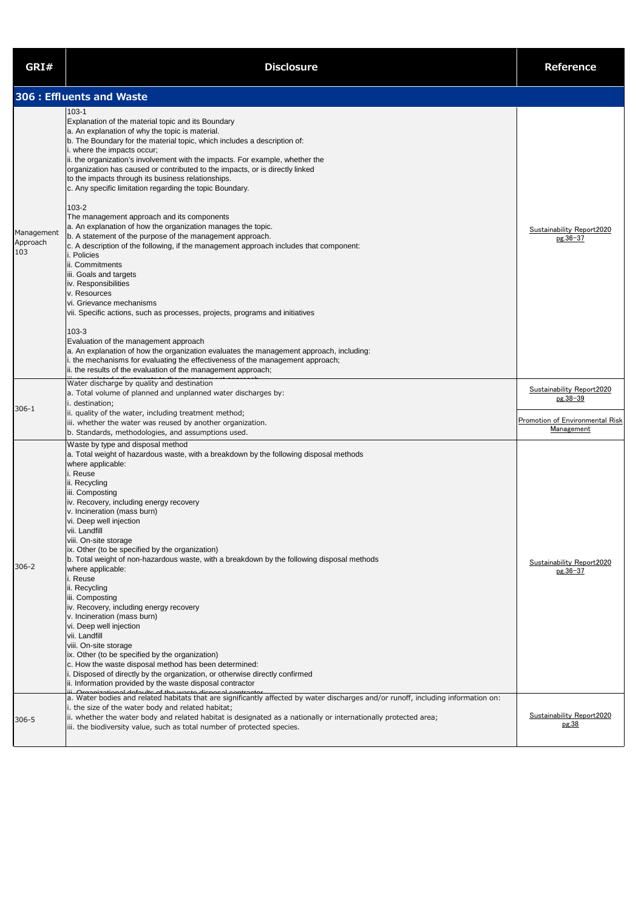| GRI# | Disclosure | Reference |
|---|---|---|
| **306 : Effluents and Waste** | | |
| Management Approach 103 | 103-1<br>Explanation of the material topic and its Boundary<br>a. An explanation of why the topic is material.<br>b. The Boundary for the material topic, which includes a description of:<br>i. where the impacts occur;<br>ii. the organization's involvement with the impacts. For example, whether the organization has caused or contributed to the impacts, or is directly linked to the impacts through its business relationships.<br>c. Any specific limitation regarding the topic Boundary.<br><br>103-2<br>The management approach and its components<br>a. An explanation of how the organization manages the topic.<br>b. A statement of the purpose of the management approach.<br>c. A description of the following, if the management approach includes that component:<br>i. Policies<br>ii. Commitments<br>iii. Goals and targets<br>iv. Responsibilities<br>v. Resources<br>vi. Grievance mechanisms<br>vii. Specific actions, such as processes, projects, programs and initiatives<br><br>103-3<br>Evaluation of the management approach<br>a. An explanation of how the organization evaluates the management approach, including:<br>i. the mechanisms for evaluating the effectiveness of the management approach;<br>ii. the results of the evaluation of the management approach;<br>iii. any related adjustments to the management approach. | Sustainability Report2020 pg.36-37 |
| 306-1 | Water discharge by quality and destination<br>a. Total volume of planned and unplanned water discharges by:<br>i. destination;<br>ii. quality of the water, including treatment method;<br>iii. whether the water was reused by another organization.<br>b. Standards, methodologies, and assumptions used. | Sustainability Report2020 pg.38-39<br><br>Promotion of Environmental Risk Management |
| 306-2 | Waste by type and disposal method<br>a. Total weight of hazardous waste, with a breakdown by the following disposal methods where applicable:<br>i. Reuse<br>ii. Recycling<br>iii. Composting<br>iv. Recovery, including energy recovery<br>v. Incineration (mass burn)<br>vi. Deep well injection<br>vii. Landfill<br>viii. On-site storage<br>ix. Other (to be specified by the organization)<br>b. Total weight of non-hazardous waste, with a breakdown by the following disposal methods where applicable:<br>i. Reuse<br>ii. Recycling<br>iii. Composting<br>iv. Recovery, including energy recovery<br>v. Incineration (mass burn)<br>vi. Deep well injection<br>vii. Landfill<br>viii. On-site storage<br>ix. Other (to be specified by the organization)<br>c. How the waste disposal method has been determined:<br>i. Disposed of directly by the organization, or otherwise directly confirmed<br>ii. Information provided by the waste disposal contractor<br>iii. Organizational defaults of the waste disposal contractor | Sustainability Report2020 pg.36-37 |
| 306-5 | a. Water bodies and related habitats that are significantly affected by water discharges and/or runoff, including information on:<br>i. the size of the water body and related habitat;<br>ii. whether the water body and related habitat is designated as a nationally or internationally protected area;<br>iii. the biodiversity value, such as total number of protected species. | Sustainability Report2020 pg.38 |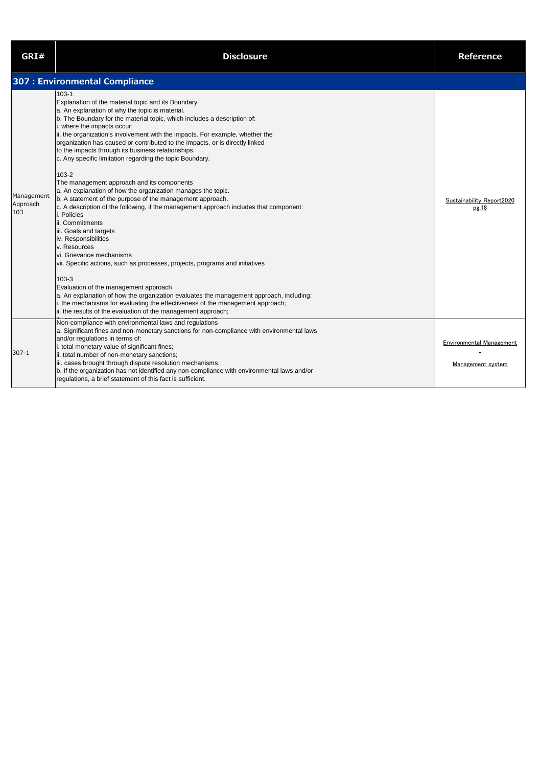| GRI# | Disclosure | Reference |
|---|---|---|
| **307 : Environmental Compliance** | | |
| Management Approach 103 | 103-1<br>Explanation of the material topic and its Boundary<br>a. An explanation of why the topic is material.<br>b. The Boundary for the material topic, which includes a description of:<br>i. where the impacts occur;<br>ii. the organization's involvement with the impacts. For example, whether the organization has caused or contributed to the impacts, or is directly linked to the impacts through its business relationships.<br>c. Any specific limitation regarding the topic Boundary.<br><br>103-2<br>The management approach and its components<br>a. An explanation of how the organization manages the topic.<br>b. A statement of the purpose of the management approach.<br>c. A description of the following, if the management approach includes that component:<br>i. Policies<br>ii. Commitments<br>iii. Goals and targets<br>iv. Responsibilities<br>v. Resources<br>vi. Grievance mechanisms<br>vii. Specific actions, such as processes, projects, programs and initiatives<br><br>103-3<br>Evaluation of the management approach<br>a. An explanation of how the organization evaluates the management approach, including:<br>i. the mechanisms for evaluating the effectiveness of the management approach;<br>ii. the results of the evaluation of the management approach; | Sustainability Report2020 pg.18 |
| 307-1 | Non-compliance with environmental laws and regulations<br>a. Significant fines and non-monetary sanctions for non-compliance with environmental laws and/or regulations in terms of:<br>i. total monetary value of significant fines;<br>ii. total number of non-monetary sanctions;<br>iii. cases brought through dispute resolution mechanisms.<br>b. If the organization has not identified any non-compliance with environmental laws and/or regulations, a brief statement of this fact is sufficient. | Environmental Management<br>-<br>Management system |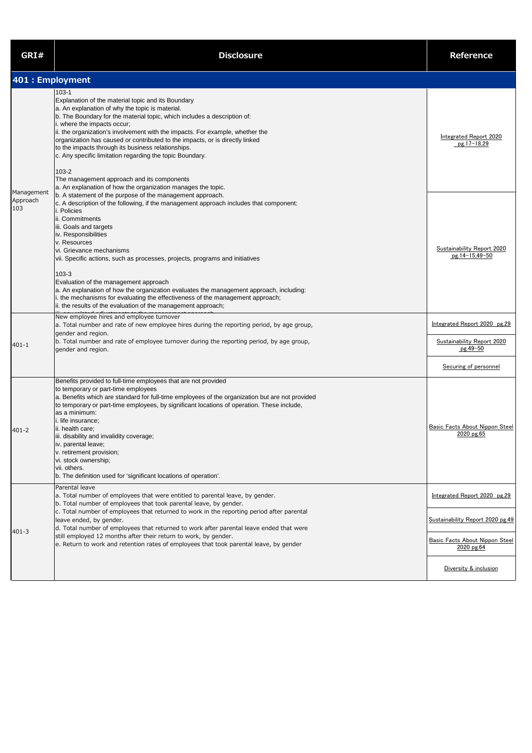| GRI# | Disclosure | Reference |
|---|---|---|
| **401 : Employment** | | |
| Management Approach 103 | 103-1<br>Explanation of the material topic and its Boundary<br>a. An explanation of why the topic is material.<br>b. The Boundary for the material topic, which includes a description of:<br>i. where the impacts occur;<br>ii. the organization's involvement with the impacts. For example, whether the organization has caused or contributed to the impacts, or is directly linked to the impacts through its business relationships.<br>c. Any specific limitation regarding the topic Boundary.<br><br>103-2<br>The management approach and its components<br>a. An explanation of how the organization manages the topic.<br>b. A statement of the purpose of the management approach.<br>c. A description of the following, if the management approach includes that component:<br>i. Policies<br>ii. Commitments<br>iii. Goals and targets<br>iv. Responsibilities<br>v. Resources<br>vi. Grievance mechanisms<br>vii. Specific actions, such as processes, projects, programs and initiatives<br><br>103-3<br>Evaluation of the management approach<br>a. An explanation of how the organization evaluates the management approach, including:<br>i. the mechanisms for evaluating the effectiveness of the management approach;<br>ii. the results of the evaluation of the management approach;<br>iii. any related adjustments to the management approach. | Integrated Report 2020 pg.17-18,29<br><br>Sustainability Report 2020 pg.14-15,49-50 |
| 401-1 | New employee hires and employee turnover<br>a. Total number and rate of new employee hires during the reporting period, by age group, gender and region.<br>b. Total number and rate of employee turnover during the reporting period, by age group, gender and region. | Integrated Report 2020 pg.29<br><br>Sustainability Report 2020 pg.49-50<br><br>Securing of personnel |
| 401-2 | Benefits provided to full-time employees that are not provided to temporary or part-time employees<br>a. Benefits which are standard for full-time employees of the organization but are not provided to temporary or part-time employees, by significant locations of operation. These include, as a minimum:<br>i. life insurance;<br>ii. health care;<br>iii. disability and invalidity coverage;<br>iv. parental leave;<br>v. retirement provision;<br>vi. stock ownership;<br>vii. others.<br>b. The definition used for 'significant locations of operation'. | Basic Facts About Nippon Steel 2020 pg.65 |
| 401-3 | Parental leave<br>a. Total number of employees that were entitled to parental leave, by gender.<br>b. Total number of employees that took parental leave, by gender.<br>c. Total number of employees that returned to work in the reporting period after parental leave ended, by gender.<br>d. Total number of employees that returned to work after parental leave ended that were still employed 12 months after their return to work, by gender.<br>e. Return to work and retention rates of employees that took parental leave, by gender | Integrated Report 2020 pg.29<br><br>Sustainability Report 2020 pg.49<br><br>Basic Facts About Nippon Steel 2020 pg.64<br><br>Diversity & inclusion |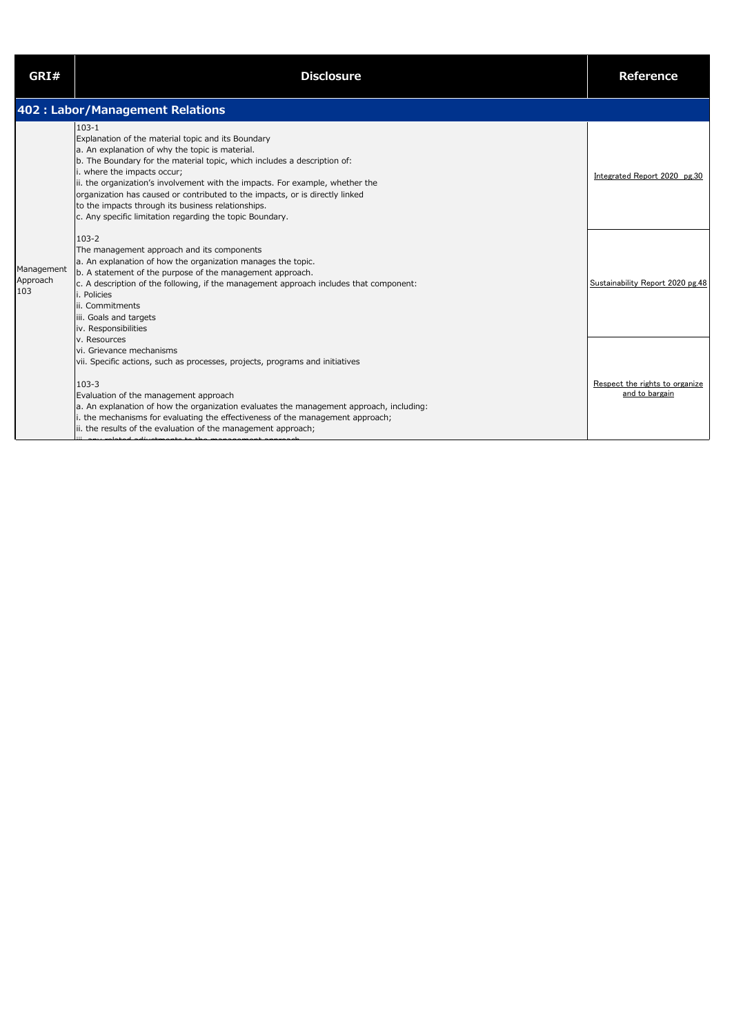| GRI# | Disclosure | Reference |
|---|---|---|
| **402 : Labor/Management Relations** | | |
| Management Approach 103 | 103-1<br>Explanation of the material topic and its Boundary<br>a. An explanation of why the topic is material.<br>b. The Boundary for the material topic, which includes a description of:<br>i. where the impacts occur;<br>ii. the organization's involvement with the impacts. For example, whether the organization has caused or contributed to the impacts, or is directly linked to the impacts through its business relationships.<br>c. Any specific limitation regarding the topic Boundary.<br><br>103-2<br>The management approach and its components<br>a. An explanation of how the organization manages the topic.<br>b. A statement of the purpose of the management approach.<br>c. A description of the following, if the management approach includes that component:<br>i. Policies<br>ii. Commitments<br>iii. Goals and targets<br>iv. Responsibilities<br>v. Resources<br>vi. Grievance mechanisms<br>vii. Specific actions, such as processes, projects, programs and initiatives<br><br>103-3<br>Evaluation of the management approach<br>a. An explanation of how the organization evaluates the management approach, including:<br>i. the mechanisms for evaluating the effectiveness of the management approach;<br>ii. the results of the evaluation of the management approach;<br>iii. any related adjustments to the management approach. | Integrated Report 2020 pg.30<br><br>Sustainability Report 2020 pg.48<br><br>Respect the rights to organize and to bargain |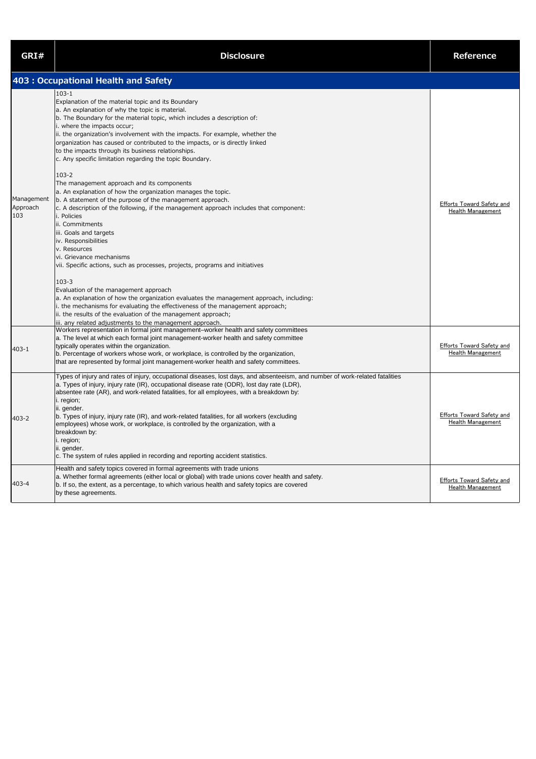| GRI# | Disclosure | Reference |
|---|---|---|
| **403 : Occupational Health and Safety** | | |
| Management Approach 103 | 103-1<br>Explanation of the material topic and its Boundary<br>a. An explanation of why the topic is material.<br>b. The Boundary for the material topic, which includes a description of:<br>i. where the impacts occur;<br>ii. the organization's involvement with the impacts. For example, whether the organization has caused or contributed to the impacts, or is directly linked to the impacts through its business relationships.<br>c. Any specific limitation regarding the topic Boundary.<br><br>103-2<br>The management approach and its components<br>a. An explanation of how the organization manages the topic.<br>b. A statement of the purpose of the management approach.<br>c. A description of the following, if the management approach includes that component:<br>i. Policies<br>ii. Commitments<br>iii. Goals and targets<br>iv. Responsibilities<br>v. Resources<br>vi. Grievance mechanisms<br>vii. Specific actions, such as processes, projects, programs and initiatives<br><br>103-3<br>Evaluation of the management approach<br>a. An explanation of how the organization evaluates the management approach, including:<br>i. the mechanisms for evaluating the effectiveness of the management approach;<br>ii. the results of the evaluation of the management approach;<br>iii. any related adjustments to the management approach. | Efforts Toward Safety and Health Management |
| 403-1 | Workers representation in formal joint management–worker health and safety committees<br>a. The level at which each formal joint management-worker health and safety committee typically operates within the organization.<br>b. Percentage of workers whose work, or workplace, is controlled by the organization, that are represented by formal joint management-worker health and safety committees. | Efforts Toward Safety and Health Management |
| 403-2 | Types of injury and rates of injury, occupational diseases, lost days, and absenteeism, and number of work-related fatalities<br>a. Types of injury, injury rate (IR), occupational disease rate (ODR), lost day rate (LDR), absentee rate (AR), and work-related fatalities, for all employees, with a breakdown by:<br>i. region;<br>ii. gender.<br>b. Types of injury, injury rate (IR), and work-related fatalities, for all workers (excluding employees) whose work, or workplace, is controlled by the organization, with a breakdown by:<br>i. region;<br>ii. gender.<br>c. The system of rules applied in recording and reporting accident statistics. | Efforts Toward Safety and Health Management |
| 403-4 | Health and safety topics covered in formal agreements with trade unions<br>a. Whether formal agreements (either local or global) with trade unions cover health and safety.<br>b. If so, the extent, as a percentage, to which various health and safety topics are covered by these agreements. | Efforts Toward Safety and Health Management |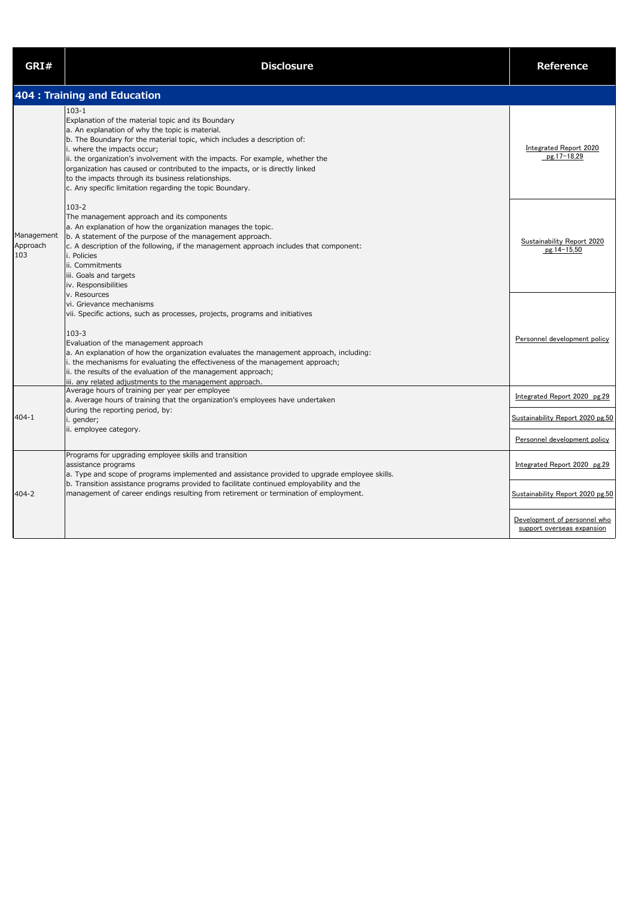| GRI# | Disclosure | Reference |
|---|---|---|
| **404 : Training and Education** | | |
| Management Approach 103 | 103-1<br>Explanation of the material topic and its Boundary<br>a. An explanation of why the topic is material.<br>b. The Boundary for the material topic, which includes a description of:<br>i. where the impacts occur;<br>ii. the organization's involvement with the impacts. For example, whether the organization has caused or contributed to the impacts, or is directly linked to the impacts through its business relationships.<br>c. Any specific limitation regarding the topic Boundary. | Integrated Report 2020 pg.17−18,29 |
| | 103-2<br>The management approach and its components<br>a. An explanation of how the organization manages the topic.<br>b. A statement of the purpose of the management approach.<br>c. A description of the following, if the management approach includes that component:<br>i. Policies<br>ii. Commitments<br>iii. Goals and targets<br>iv. Responsibilities<br>v. Resources<br>vi. Grievance mechanisms<br>vii. Specific actions, such as processes, projects, programs and initiatives | Sustainability Report 2020 pg.14−15,50 |
| | 103-3<br>Evaluation of the management approach<br>a. An explanation of how the organization evaluates the management approach, including:<br>i. the mechanisms for evaluating the effectiveness of the management approach;<br>ii. the results of the evaluation of the management approach;<br>iii. any related adjustments to the management approach. | Personnel development policy |
| 404-1 | Average hours of training per year per employee<br>a. Average hours of training that the organization's employees have undertaken during the reporting period, by:<br>i. gender;<br>ii. employee category. | Integrated Report 2020 pg.29<br>Sustainability Report 2020 pg.50<br>Personnel development policy |
| 404-2 | Programs for upgrading employee skills and transition assistance programs<br>a. Type and scope of programs implemented and assistance provided to upgrade employee skills.<br>b. Transition assistance programs provided to facilitate continued employability and the management of career endings resulting from retirement or termination of employment. | Integrated Report 2020 pg.29<br>Sustainability Report 2020 pg.50<br>Development of personnel who support overseas expansion |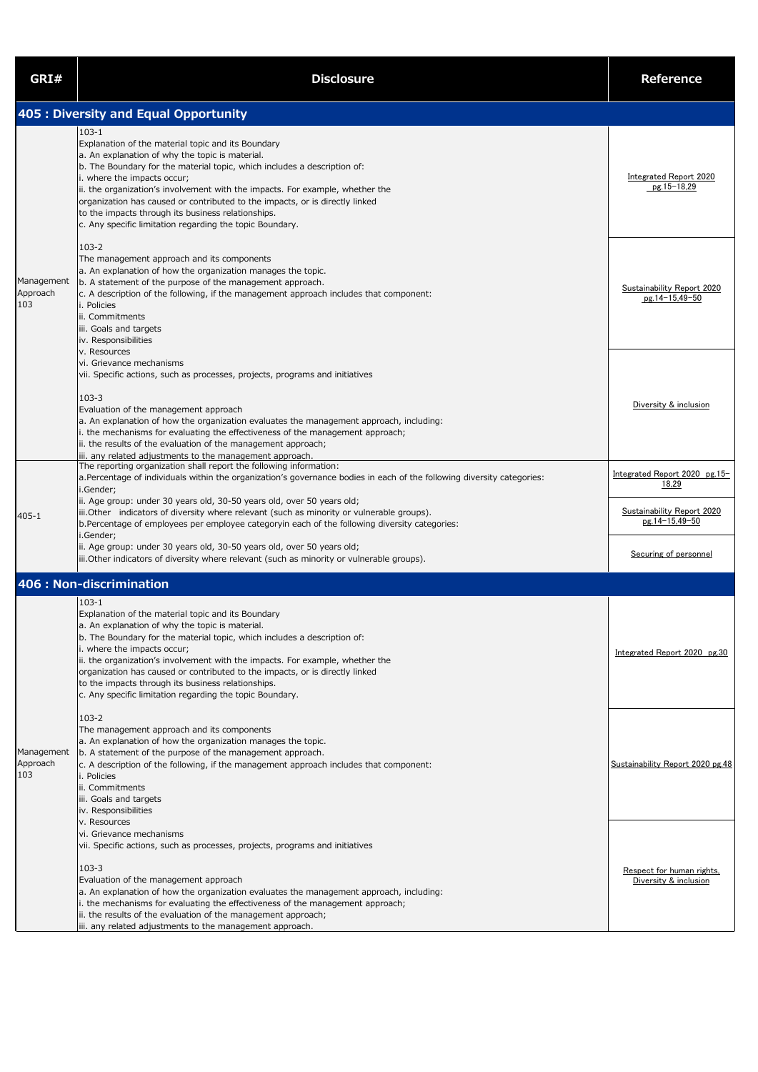| GRI# | Disclosure | Reference |
|---|---|---|
| **405 : Diversity and Equal Opportunity** | | |
| Management Approach 103 | 103-1<br>Explanation of the material topic and its Boundary<br>a. An explanation of why the topic is material.<br>b. The Boundary for the material topic, which includes a description of:<br>i. where the impacts occur;<br>ii. the organization's involvement with the impacts. For example, whether the organization has caused or contributed to the impacts, or is directly linked to the impacts through its business relationships.<br>c. Any specific limitation regarding the topic Boundary. | Integrated Report 2020 pg.15–18,29 |
| | 103-2<br>The management approach and its components<br>a. An explanation of how the organization manages the topic.<br>b. A statement of the purpose of the management approach.<br>c. A description of the following, if the management approach includes that component:<br>i. Policies<br>ii. Commitments<br>iii. Goals and targets<br>iv. Responsibilities<br>v. Resources<br>vi. Grievance mechanisms<br>vii. Specific actions, such as processes, projects, programs and initiatives | Sustainability Report 2020 pg.14–15,49–50 |
| | 103-3<br>Evaluation of the management approach<br>a. An explanation of how the organization evaluates the management approach, including:<br>i. the mechanisms for evaluating the effectiveness of the management approach;<br>ii. the results of the evaluation of the management approach;<br>iii. any related adjustments to the management approach. | Diversity & inclusion |
| 405-1 | The reporting organization shall report the following information:<br>a.Percentage of individuals within the organization's governance bodies in each of the following diversity categories:<br>i.Gender;<br>ii. Age group: under 30 years old, 30-50 years old, over 50 years old;<br>iii.Other indicators of diversity where relevant (such as minority or vulnerable groups).<br>b.Percentage of employees per employee categoryin each of the following diversity categories:<br>i.Gender;<br>ii. Age group: under 30 years old, 30-50 years old, over 50 years old;<br>iii.Other indicators of diversity where relevant (such as minority or vulnerable groups). | Integrated Report 2020 pg.15–18,29<br><br>Sustainability Report 2020 pg.14–15,49–50<br><br>Securing of personnel |
| **406 : Non-discrimination** | | |
| Management Approach 103 | 103-1<br>Explanation of the material topic and its Boundary<br>a. An explanation of why the topic is material.<br>b. The Boundary for the material topic, which includes a description of:<br>i. where the impacts occur;<br>ii. the organization's involvement with the impacts. For example, whether the organization has caused or contributed to the impacts, or is directly linked to the impacts through its business relationships.<br>c. Any specific limitation regarding the topic Boundary. | Integrated Report 2020 pg.30 |
| | 103-2<br>The management approach and its components<br>a. An explanation of how the organization manages the topic.<br>b. A statement of the purpose of the management approach.<br>c. A description of the following, if the management approach includes that component:<br>i. Policies<br>ii. Commitments<br>iii. Goals and targets<br>iv. Responsibilities<br>v. Resources<br>vi. Grievance mechanisms<br>vii. Specific actions, such as processes, projects, programs and initiatives | Sustainability Report 2020 pg.48 |
| | 103-3<br>Evaluation of the management approach<br>a. An explanation of how the organization evaluates the management approach, including:<br>i. the mechanisms for evaluating the effectiveness of the management approach;<br>ii. the results of the evaluation of the management approach;<br>iii. any related adjustments to the management approach. | Respect for human rights, Diversity & inclusion |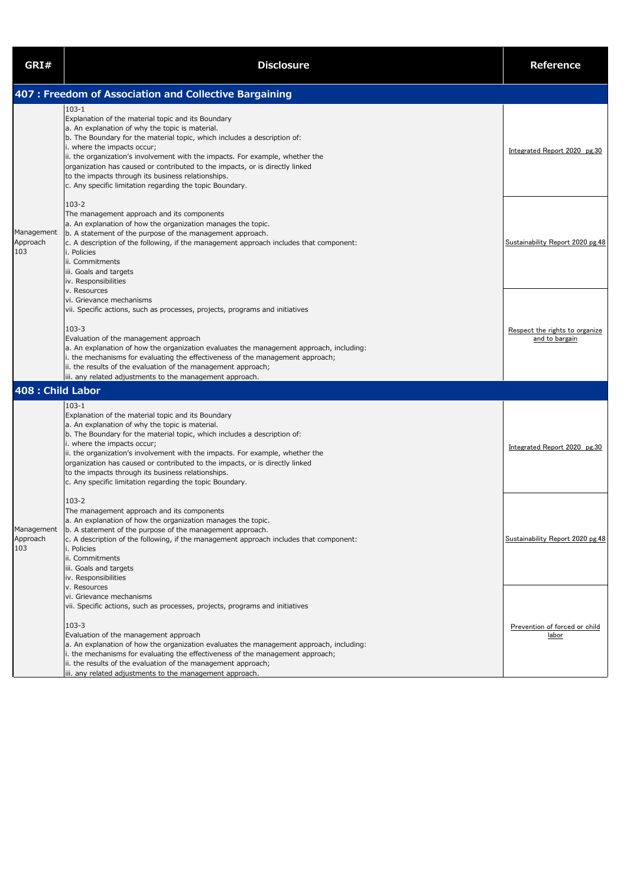| GRI# | Disclosure | Reference |
|---|---|---|
| **407 : Freedom of Association and Collective Bargaining** | | |
| Management Approach 103 | 103-1<br>Explanation of the material topic and its Boundary<br>a. An explanation of why the topic is material.<br>b. The Boundary for the material topic, which includes a description of:<br>i. where the impacts occur;<br>ii. the organization's involvement with the impacts. For example, whether the organization has caused or contributed to the impacts, or is directly linked to the impacts through its business relationships.<br>c. Any specific limitation regarding the topic Boundary. | Integrated Report 2020 pg.30 |
| | 103-2<br>The management approach and its components<br>a. An explanation of how the organization manages the topic.<br>b. A statement of the purpose of the management approach.<br>c. A description of the following, if the management approach includes that component:<br>i. Policies<br>ii. Commitments<br>iii. Goals and targets<br>iv. Responsibilities<br>v. Resources<br>vi. Grievance mechanisms<br>vii. Specific actions, such as processes, projects, programs and initiatives | Sustainability Report 2020 pg.48 |
| | 103-3<br>Evaluation of the management approach<br>a. An explanation of how the organization evaluates the management approach, including:<br>i. the mechanisms for evaluating the effectiveness of the management approach;<br>ii. the results of the evaluation of the management approach;<br>iii. any related adjustments to the management approach. | Respect the rights to organize and to bargain |
| **408 : Child Labor** | | |
| Management Approach 103 | 103-1<br>Explanation of the material topic and its Boundary<br>a. An explanation of why the topic is material.<br>b. The Boundary for the material topic, which includes a description of:<br>i. where the impacts occur;<br>ii. the organization's involvement with the impacts. For example, whether the organization has caused or contributed to the impacts, or is directly linked to the impacts through its business relationships.<br>c. Any specific limitation regarding the topic Boundary. | Integrated Report 2020 pg.30 |
| | 103-2<br>The management approach and its components<br>a. An explanation of how the organization manages the topic.<br>b. A statement of the purpose of the management approach.<br>c. A description of the following, if the management approach includes that component:<br>i. Policies<br>ii. Commitments<br>iii. Goals and targets<br>iv. Responsibilities<br>v. Resources<br>vi. Grievance mechanisms<br>vii. Specific actions, such as processes, projects, programs and initiatives | Sustainability Report 2020 pg.48 |
| | 103-3<br>Evaluation of the management approach<br>a. An explanation of how the organization evaluates the management approach, including:<br>i. the mechanisms for evaluating the effectiveness of the management approach;<br>ii. the results of the evaluation of the management approach;<br>iii. any related adjustments to the management approach. | Prevention of forced or child labor |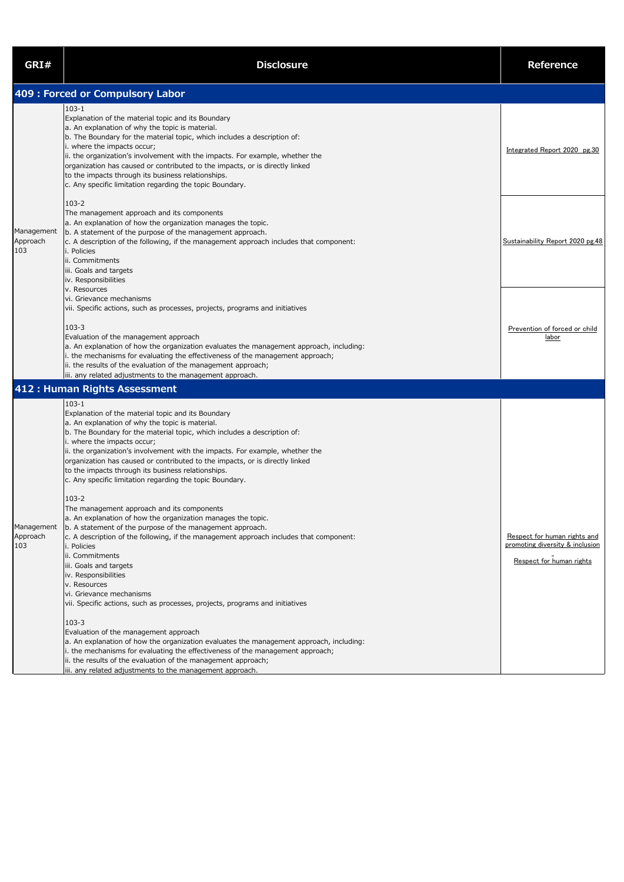| GRI# | Disclosure | Reference |
|---|---|---|
| **409 : Forced or Compulsory Labor** | | |
| Management Approach 103 | 103-1<br>Explanation of the material topic and its Boundary<br>a. An explanation of why the topic is material.<br>b. The Boundary for the material topic, which includes a description of:<br>i. where the impacts occur;<br>ii. the organization's involvement with the impacts. For example, whether the organization has caused or contributed to the impacts, or is directly linked to the impacts through its business relationships.<br>c. Any specific limitation regarding the topic Boundary. | Integrated Report 2020 pg.30 |
| | 103-2<br>The management approach and its components<br>a. An explanation of how the organization manages the topic.<br>b. A statement of the purpose of the management approach.<br>c. A description of the following, if the management approach includes that component:<br>i. Policies<br>ii. Commitments<br>iii. Goals and targets<br>iv. Responsibilities<br>v. Resources<br>vi. Grievance mechanisms<br>vii. Specific actions, such as processes, projects, programs and initiatives | Sustainability Report 2020 pg.48 |
| | 103-3<br>Evaluation of the management approach<br>a. An explanation of how the organization evaluates the management approach, including:<br>i. the mechanisms for evaluating the effectiveness of the management approach;<br>ii. the results of the evaluation of the management approach;<br>iii. any related adjustments to the management approach. | Prevention of forced or child labor |
| **412 : Human Rights Assessment** | | |
| Management Approach 103 | 103-1<br>Explanation of the material topic and its Boundary<br>a. An explanation of why the topic is material.<br>b. The Boundary for the material topic, which includes a description of:<br>i. where the impacts occur;<br>ii. the organization's involvement with the impacts. For example, whether the organization has caused or contributed to the impacts, or is directly linked to the impacts through its business relationships.<br>c. Any specific limitation regarding the topic Boundary.<br><br>103-2<br>The management approach and its components<br>a. An explanation of how the organization manages the topic.<br>b. A statement of the purpose of the management approach.<br>c. A description of the following, if the management approach includes that component:<br>i. Policies<br>ii. Commitments<br>iii. Goals and targets<br>iv. Responsibilities<br>v. Resources<br>vi. Grievance mechanisms<br>vii. Specific actions, such as processes, projects, programs and initiatives<br><br>103-3<br>Evaluation of the management approach<br>a. An explanation of how the organization evaluates the management approach, including:<br>i. the mechanisms for evaluating the effectiveness of the management approach;<br>ii. the results of the evaluation of the management approach;<br>iii. any related adjustments to the management approach. | Respect for human rights and promoting diversity & inclusion<br><br>Respect for human rights |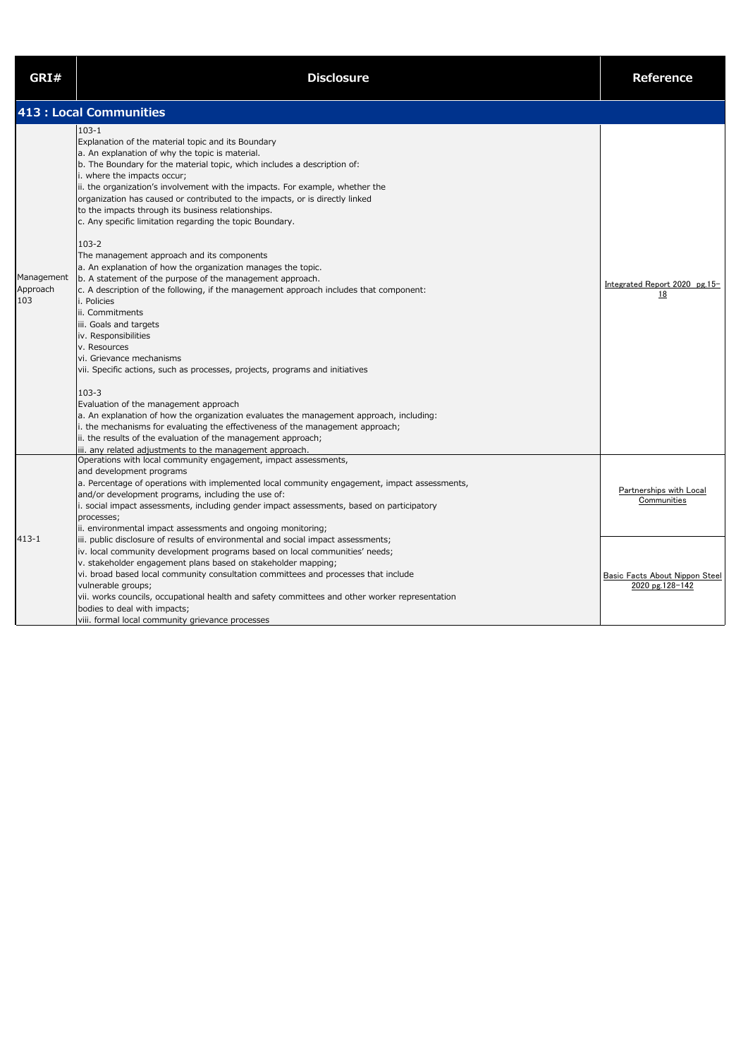| GRI# | Disclosure | Reference |
|---|---|---|
| **413 : Local Communities** | | |
| Management Approach 103 | 103-1<br>Explanation of the material topic and its Boundary<br>a. An explanation of why the topic is material.<br>b. The Boundary for the material topic, which includes a description of:<br>i. where the impacts occur;<br>ii. the organization's involvement with the impacts. For example, whether the organization has caused or contributed to the impacts, or is directly linked to the impacts through its business relationships.<br>c. Any specific limitation regarding the topic Boundary.<br><br>103-2<br>The management approach and its components<br>a. An explanation of how the organization manages the topic.<br>b. A statement of the purpose of the management approach.<br>c. A description of the following, if the management approach includes that component:<br>i. Policies<br>ii. Commitments<br>iii. Goals and targets<br>iv. Responsibilities<br>v. Resources<br>vi. Grievance mechanisms<br>vii. Specific actions, such as processes, projects, programs and initiatives<br><br>103-3<br>Evaluation of the management approach<br>a. An explanation of how the organization evaluates the management approach, including:<br>i. the mechanisms for evaluating the effectiveness of the management approach;<br>ii. the results of the evaluation of the management approach;<br>iii. any related adjustments to the management approach. | Integrated Report 2020 pg.15–18 |
| 413-1 | Operations with local community engagement, impact assessments, and development programs<br>a. Percentage of operations with implemented local community engagement, impact assessments, and/or development programs, including the use of:<br>i. social impact assessments, including gender impact assessments, based on participatory processes;<br>ii. environmental impact assessments and ongoing monitoring;<br>iii. public disclosure of results of environmental and social impact assessments;<br>iv. local community development programs based on local communities' needs;<br>v. stakeholder engagement plans based on stakeholder mapping;<br>vi. broad based local community consultation committees and processes that include vulnerable groups;<br>vii. works councils, occupational health and safety committees and other worker representation bodies to deal with impacts;<br>viii. formal local community grievance processes | Partnerships with Local Communities<br><br>Basic Facts About Nippon Steel 2020 pg.128–142 |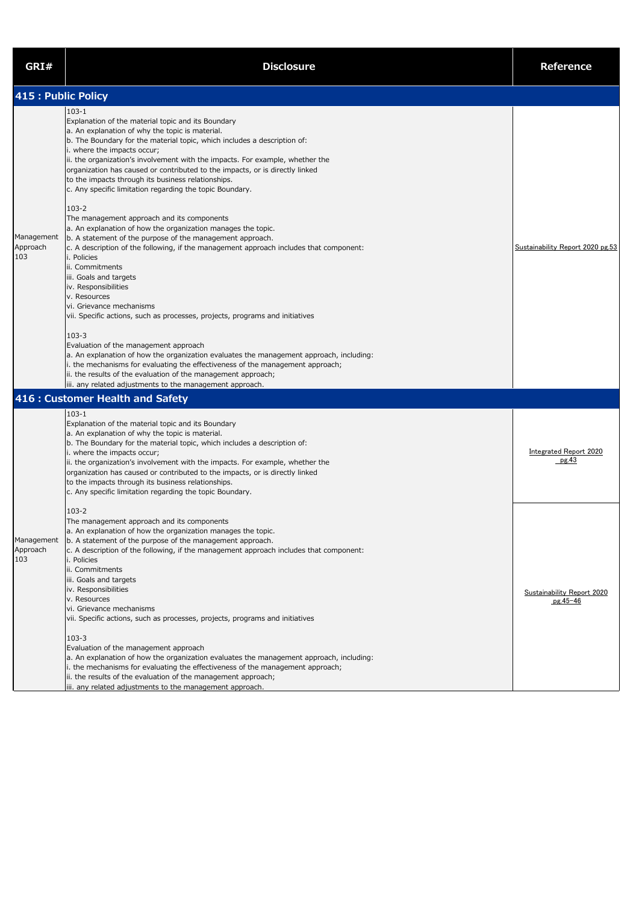| GRI# | Disclosure | Reference |
|---|---|---|
| **415 : Public Policy** | | |
| Management Approach 103 | 103-1<br>Explanation of the material topic and its Boundary<br>a. An explanation of why the topic is material.<br>b. The Boundary for the material topic, which includes a description of:<br>i. where the impacts occur;<br>ii. the organization's involvement with the impacts. For example, whether the organization has caused or contributed to the impacts, or is directly linked to the impacts through its business relationships.<br>c. Any specific limitation regarding the topic Boundary.<br><br>103-2<br>The management approach and its components<br>a. An explanation of how the organization manages the topic.<br>b. A statement of the purpose of the management approach.<br>c. A description of the following, if the management approach includes that component:<br>i. Policies<br>ii. Commitments<br>iii. Goals and targets<br>iv. Responsibilities<br>v. Resources<br>vi. Grievance mechanisms<br>vii. Specific actions, such as processes, projects, programs and initiatives<br><br>103-3<br>Evaluation of the management approach<br>a. An explanation of how the organization evaluates the management approach, including:<br>i. the mechanisms for evaluating the effectiveness of the management approach;<br>ii. the results of the evaluation of the management approach;<br>iii. any related adjustments to the management approach. | Sustainability Report 2020 pg.53 |
| **416 : Customer Health and Safety** | | |
| Management Approach 103 | 103-1<br>Explanation of the material topic and its Boundary<br>a. An explanation of why the topic is material.<br>b. The Boundary for the material topic, which includes a description of:<br>i. where the impacts occur;<br>ii. the organization's involvement with the impacts. For example, whether the organization has caused or contributed to the impacts, or is directly linked to the impacts through its business relationships.<br>c. Any specific limitation regarding the topic Boundary. | Integrated Report 2020 pg.43 |
| | 103-2<br>The management approach and its components<br>a. An explanation of how the organization manages the topic.<br>b. A statement of the purpose of the management approach.<br>c. A description of the following, if the management approach includes that component:<br>i. Policies<br>ii. Commitments<br>iii. Goals and targets<br>iv. Responsibilities<br>v. Resources<br>vi. Grievance mechanisms<br>vii. Specific actions, such as processes, projects, programs and initiatives<br><br>103-3<br>Evaluation of the management approach<br>a. An explanation of how the organization evaluates the management approach, including:<br>i. the mechanisms for evaluating the effectiveness of the management approach;<br>ii. the results of the evaluation of the management approach;<br>iii. any related adjustments to the management approach. | Sustainability Report 2020 pg.45–46 |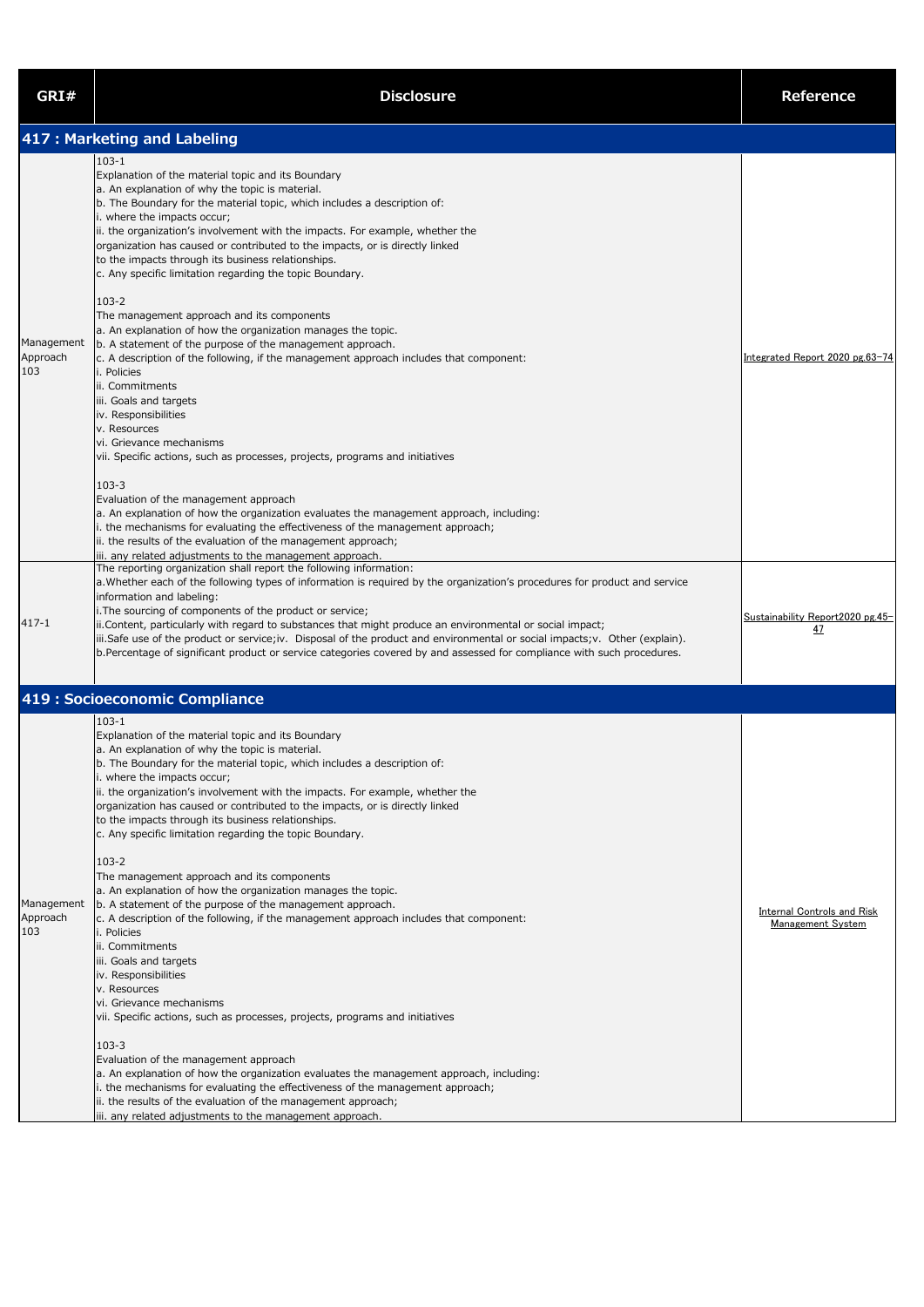| GRI# | Disclosure | Reference |
|---|---|---|
| **417 : Marketing and Labeling** | | |
| Management Approach 103 | 103-1<br>Explanation of the material topic and its Boundary<br>a. An explanation of why the topic is material.<br>b. The Boundary for the material topic, which includes a description of:<br>i. where the impacts occur;<br>ii. the organization's involvement with the impacts. For example, whether the organization has caused or contributed to the impacts, or is directly linked to the impacts through its business relationships.<br>c. Any specific limitation regarding the topic Boundary.<br><br>103-2<br>The management approach and its components<br>a. An explanation of how the organization manages the topic.<br>b. A statement of the purpose of the management approach.<br>c. A description of the following, if the management approach includes that component:<br>i. Policies<br>ii. Commitments<br>iii. Goals and targets<br>iv. Responsibilities<br>v. Resources<br>vi. Grievance mechanisms<br>vii. Specific actions, such as processes, projects, programs and initiatives<br><br>103-3<br>Evaluation of the management approach<br>a. An explanation of how the organization evaluates the management approach, including:<br>i. the mechanisms for evaluating the effectiveness of the management approach;<br>ii. the results of the evaluation of the management approach;<br>iii. any related adjustments to the management approach. | Integrated Report 2020 pg.63-74 |
| 417-1 | The reporting organization shall report the following information:<br>a.Whether each of the following types of information is required by the organization's procedures for product and service information and labeling:<br>i.The sourcing of components of the product or service;<br>ii.Content, particularly with regard to substances that might produce an environmental or social impact;<br>iii.Safe use of the product or service;iv. Disposal of the product and environmental or social impacts;v. Other (explain).<br>b.Percentage of significant product or service categories covered by and assessed for compliance with such procedures. | Sustainability Report2020 pg.45-47 |
| **419 : Socioeconomic Compliance** | | |
| Management Approach 103 | 103-1<br>Explanation of the material topic and its Boundary<br>a. An explanation of why the topic is material.<br>b. The Boundary for the material topic, which includes a description of:<br>i. where the impacts occur;<br>ii. the organization's involvement with the impacts. For example, whether the organization has caused or contributed to the impacts, or is directly linked to the impacts through its business relationships.<br>c. Any specific limitation regarding the topic Boundary.<br><br>103-2<br>The management approach and its components<br>a. An explanation of how the organization manages the topic.<br>b. A statement of the purpose of the management approach.<br>c. A description of the following, if the management approach includes that component:<br>i. Policies<br>ii. Commitments<br>iii. Goals and targets<br>iv. Responsibilities<br>v. Resources<br>vi. Grievance mechanisms<br>vii. Specific actions, such as processes, projects, programs and initiatives<br><br>103-3<br>Evaluation of the management approach<br>a. An explanation of how the organization evaluates the management approach, including:<br>i. the mechanisms for evaluating the effectiveness of the management approach;<br>ii. the results of the evaluation of the management approach;<br>iii. any related adjustments to the management approach. | Internal Controls and Risk Management System |